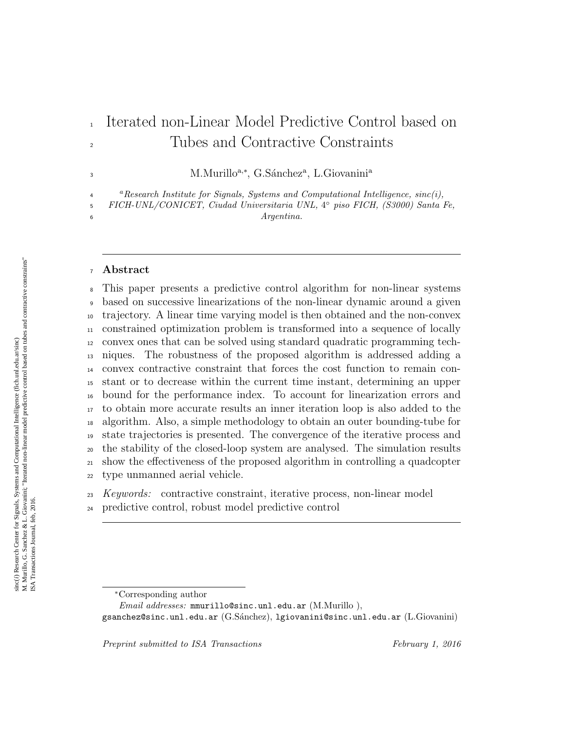# Iterated non-Linear Model Predictive Control based on Tubes and Contractive Constraints

M.Murillo[a,*], G.Sánchez[a], L.Giovanini[a]

[a] *Research Institute for Signals, Systems and Computational Intelligence, sinc(i), FICH-UNL/CONICET, Ciudad Universitaria UNL, 4° piso FICH, (S3000) Santa Fe, Argentina.*

sinc(i) Research Center for Signals, Systems and Computational Intelligence (fich.unl.edu.ar/sinc)
M. Murillo, G. Sanchez & L. Giovanini; "Iterated non-linear model predictive control based on tubes and contractive constraints"
ISA Transactions Journal, feb, 2016.

## Abstract

This paper presents a predictive control algorithm for non-linear systems based on successive linearizations of the non-linear dynamic around a given trajectory. A linear time varying model is then obtained and the non-convex constrained optimization problem is transformed into a sequence of locally convex ones that can be solved using standard quadratic programming techniques. The robustness of the proposed algorithm is addressed adding a convex contractive constraint that forces the cost function to remain constant or to decrease within the current time instant, determining an upper bound for the performance index. To account for linearization errors and to obtain more accurate results an inner iteration loop is also added to the algorithm. Also, a simple methodology to obtain an outer bounding-tube for state trajectories is presented. The convergence of the iterative process and the stability of the closed-loop system are analysed. The simulation results show the effectiveness of the proposed algorithm in controlling a quadcopter type unmanned aerial vehicle.

*Keywords:* contractive constraint, iterative process, non-linear model predictive control, robust model predictive control

---

*Corresponding author

*Email addresses:* mmurillo@sinc.unl.edu.ar (M.Murillo ), gsanchez@sinc.unl.edu.ar (G.Sánchez), lgiovanini@sinc.unl.edu.ar (L.Giovanini)

*Preprint submitted to ISA Transactions* *February 1, 2016*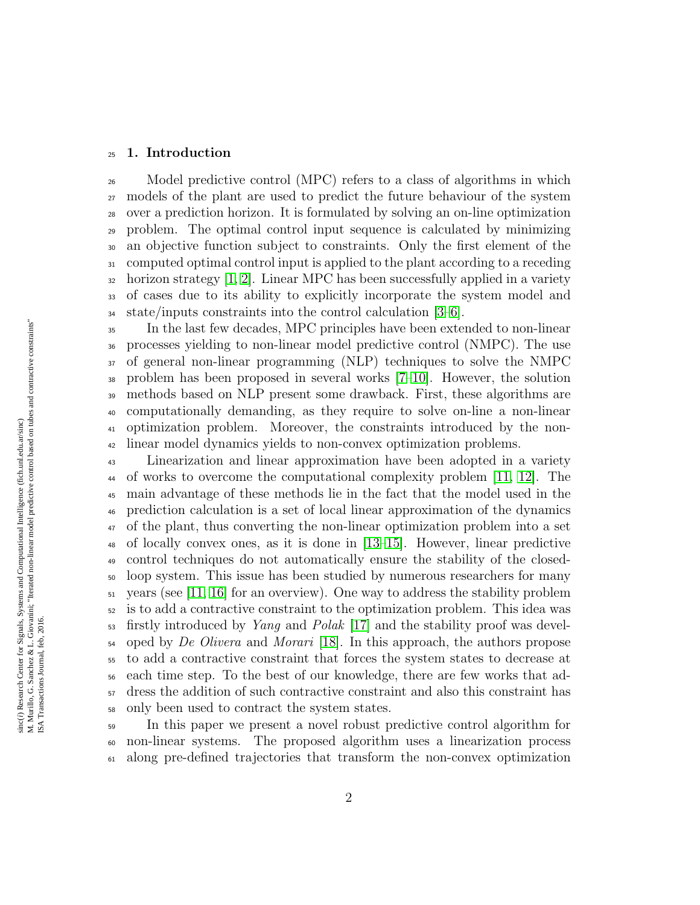## 1. Introduction

Model predictive control (MPC) refers to a class of algorithms in which models of the plant are used to predict the future behaviour of the system over a prediction horizon. It is formulated by solving an on-line optimization problem. The optimal control input sequence is calculated by minimizing an objective function subject to constraints. Only the first element of the computed optimal control input is applied to the plant according to a receding horizon strategy [1, 2]. Linear MPC has been successfully applied in a variety of cases due to its ability to explicitly incorporate the system model and state/inputs constraints into the control calculation [3–6].

In the last few decades, MPC principles have been extended to non-linear processes yielding to non-linear model predictive control (NMPC). The use of general non-linear programming (NLP) techniques to solve the NMPC problem has been proposed in several works [7–10]. However, the solution methods based on NLP present some drawback. First, these algorithms are computationally demanding, as they require to solve on-line a non-linear optimization problem. Moreover, the constraints introduced by the non-linear model dynamics yields to non-convex optimization problems.

Linearization and linear approximation have been adopted in a variety of works to overcome the computational complexity problem [11, 12]. The main advantage of these methods lie in the fact that the model used in the prediction calculation is a set of local linear approximation of the dynamics of the plant, thus converting the non-linear optimization problem into a set of locally convex ones, as it is done in [13–15]. However, linear predictive control techniques do not automatically ensure the stability of the closed-loop system. This issue has been studied by numerous researchers for many years (see [11, 16] for an overview). One way to address the stability problem is to add a contractive constraint to the optimization problem. This idea was firstly introduced by *Yang* and *Polak* [17] and the stability proof was developed by *De Olivera* and *Morari* [18]. In this approach, the authors propose to add a contractive constraint that forces the system states to decrease at each time step. To the best of our knowledge, there are few works that address the addition of such contractive constraint and also this constraint has only been used to contract the system states.

In this paper we present a novel robust predictive control algorithm for non-linear systems. The proposed algorithm uses a linearization process along pre-defined trajectories that transform the non-convex optimization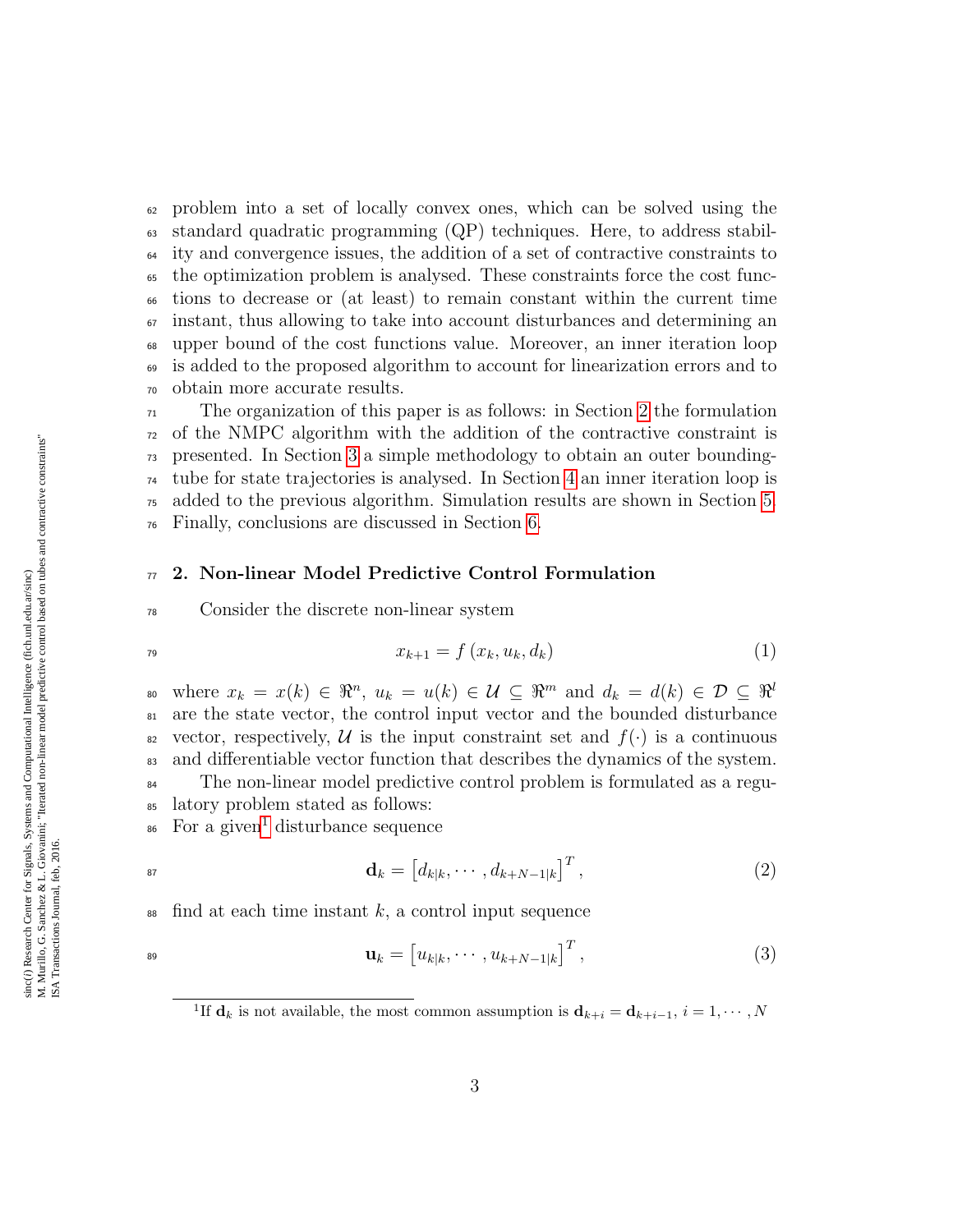problem into a set of locally convex ones, which can be solved using the standard quadratic programming (QP) techniques. Here, to address stability and convergence issues, the addition of a set of contractive constraints to the optimization problem is analysed. These constraints force the cost functions to decrease or (at least) to remain constant within the current time instant, thus allowing to take into account disturbances and determining an upper bound of the cost functions value. Moreover, an inner iteration loop is added to the proposed algorithm to account for linearization errors and to obtain more accurate results.

The organization of this paper is as follows: in Section 2 the formulation of the NMPC algorithm with the addition of the contractive constraint is presented. In Section 3 a simple methodology to obtain an outer bounding-tube for state trajectories is analysed. In Section 4 an inner iteration loop is added to the previous algorithm. Simulation results are shown in Section 5. Finally, conclusions are discussed in Section 6.

## 2. Non-linear Model Predictive Control Formulation

Consider the discrete non-linear system

$$x_{k+1} = f\left(x_k, u_k, d_k\right) \tag{1}$$

where $x_k = x(k) \in \Re^n$, $u_k = u(k) \in \mathcal{U} \subseteq \Re^m$ and $d_k = d(k) \in \mathcal{D} \subseteq \Re^l$ are the state vector, the control input vector and the bounded disturbance vector, respectively, $\mathcal{U}$ is the input constraint set and $f(\cdot)$ is a continuous and differentiable vector function that describes the dynamics of the system.

The non-linear model predictive control problem is formulated as a regulatory problem stated as follows:
For a given[1] disturbance sequence

$$\mathbf{d}_k = \left[d_{k|k}, \cdots, d_{k+N-1|k}\right]^T, \tag{2}$$

find at each time instant $k$, a control input sequence

$$\mathbf{u}_k = \left[u_{k|k}, \cdots, u_{k+N-1|k}\right]^T, \tag{3}$$

[1] If $\mathbf{d}_k$ is not available, the most common assumption is $\mathbf{d}_{k+i} = \mathbf{d}_{k+i-1}$, $i = 1, \cdots, N$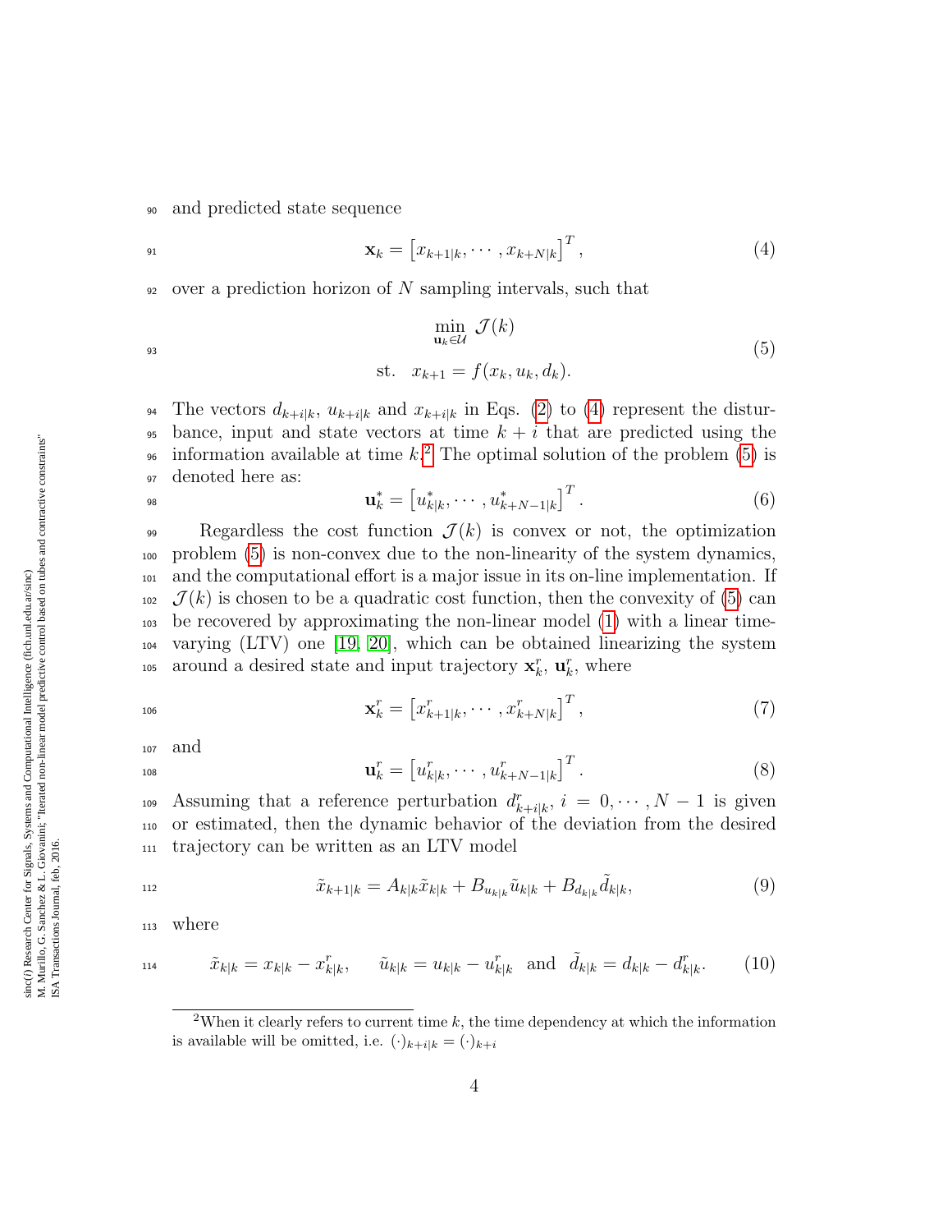and predicted state sequence

$$\mathbf{x}_k = \left[x_{k+1|k}, \cdots, x_{k+N|k}\right]^T, \tag{4}$$

over a prediction horizon of $N$ sampling intervals, such that

$$\begin{aligned} &\min_{\mathbf{u}_k \in \mathcal{U}} \; \mathcal{J}(k) \\ &\text{st.} \quad x_{k+1} = f(x_k, u_k, d_k). \end{aligned} \tag{5}$$

The vectors $d_{k+i|k}$, $u_{k+i|k}$ and $x_{k+i|k}$ in Eqs. (2) to (4) represent the disturbance, input and state vectors at time $k+i$ that are predicted using the information available at time $k$.[2] The optimal solution of the problem (5) is denoted here as:

$$\mathbf{u}_k^* = \left[u_{k|k}^*, \cdots, u_{k+N-1|k}^*\right]^T. \tag{6}$$

Regardless the cost function $\mathcal{J}(k)$ is convex or not, the optimization problem (5) is non-convex due to the non-linearity of the system dynamics, and the computational effort is a major issue in its on-line implementation. If $\mathcal{J}(k)$ is chosen to be a quadratic cost function, then the convexity of (5) can be recovered by approximating the non-linear model (1) with a linear time-varying (LTV) one [19, 20], which can be obtained linearizing the system around a desired state and input trajectory $\mathbf{x}_k^r$, $\mathbf{u}_k^r$, where

$$\mathbf{x}_k^r = \left[x_{k+1|k}^r, \cdots, x_{k+N|k}^r\right]^T, \tag{7}$$

and

$$\mathbf{u}_k^r = \left[u_{k|k}^r, \cdots, u_{k+N-1|k}^r\right]^T. \tag{8}$$

Assuming that a reference perturbation $d_{k+i|k}^r$, $i = 0, \cdots, N-1$ is given or estimated, then the dynamic behavior of the deviation from the desired trajectory can be written as an LTV model

$$\tilde{x}_{k+1|k} = A_{k|k}\tilde{x}_{k|k} + B_{u_{k|k}}\tilde{u}_{k|k} + B_{d_{k|k}}\tilde{d}_{k|k}, \tag{9}$$

where

$$\tilde{x}_{k|k} = x_{k|k} - x_{k|k}^r, \quad \tilde{u}_{k|k} = u_{k|k} - u_{k|k}^r \;\text{ and }\; \tilde{d}_{k|k} = d_{k|k} - d_{k|k}^r. \tag{10}$$

[2] When it clearly refers to current time $k$, the time dependency at which the information is available will be omitted, i.e. $(\cdot)_{k+i|k} = (\cdot)_{k+i}$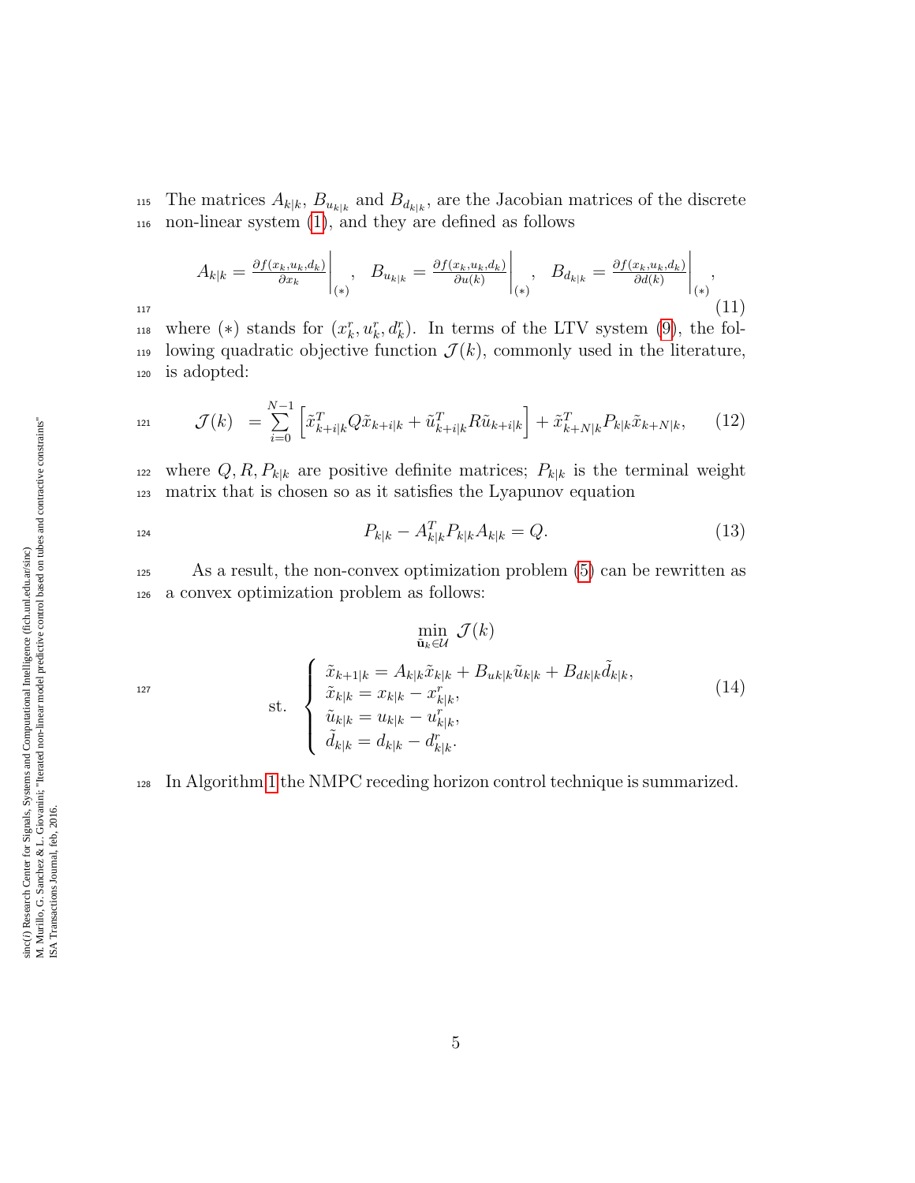The matrices $A_{k|k}$, $B_{u_{k|k}}$ and $B_{d_{k|k}}$, are the Jacobian matrices of the discrete non-linear system (1), and they are defined as follows

$$A_{k|k} = \left.\frac{\partial f(x_k,u_k,d_k)}{\partial x_k}\right|_{(*)}, \quad B_{u_{k|k}} = \left.\frac{\partial f(x_k,u_k,d_k)}{\partial u(k)}\right|_{(*)}, \quad B_{d_{k|k}} = \left.\frac{\partial f(x_k,u_k,d_k)}{\partial d(k)}\right|_{(*)}, \tag{11}$$

where $(*)$ stands for $(x_k^r, u_k^r, d_k^r)$. In terms of the LTV system (9), the following quadratic objective function $\mathcal{J}(k)$, commonly used in the literature, is adopted:

$$\mathcal{J}(k) \;= \sum_{i=0}^{N-1} \left[ \tilde{x}_{k+i|k}^T Q \tilde{x}_{k+i|k} + \tilde{u}_{k+i|k}^T R \tilde{u}_{k+i|k} \right] + \tilde{x}_{k+N|k}^T P_{k|k} \tilde{x}_{k+N|k}, \tag{12}$$

where $Q, R, P_{k|k}$ are positive definite matrices; $P_{k|k}$ is the terminal weight matrix that is chosen so as it satisfies the Lyapunov equation

$$P_{k|k} - A_{k|k}^T P_{k|k} A_{k|k} = Q. \tag{13}$$

As a result, the non-convex optimization problem (5) can be rewritten as a convex optimization problem as follows:

$$\begin{aligned} &\min_{\tilde{\mathbf{u}}_k \in \mathcal{U}} \; \mathcal{J}(k) \\ &\text{st.} \; \begin{cases} \tilde{x}_{k+1|k} = A_{k|k}\tilde{x}_{k|k} + B_{uk|k}\tilde{u}_{k|k} + B_{dk|k}\tilde{d}_{k|k}, \\ \tilde{x}_{k|k} = x_{k|k} - x_{k|k}^r, \\ \tilde{u}_{k|k} = u_{k|k} - u_{k|k}^r, \\ \tilde{d}_{k|k} = d_{k|k} - d_{k|k}^r. \end{cases} \end{aligned} \tag{14}$$

In Algorithm 1 the NMPC receding horizon control technique is summarized.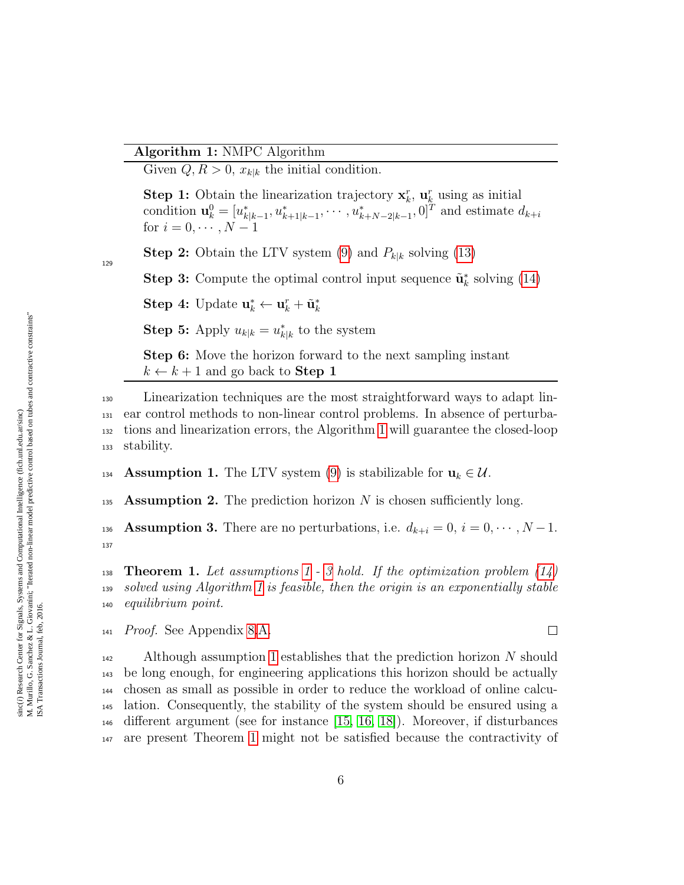**Algorithm 1:** NMPC Algorithm

Given $Q, R > 0$, $x_{k|k}$ the initial condition.

**Step 1:** Obtain the linearization trajectory $\mathbf{x}_k^r$, $\mathbf{u}_k^r$ using as initial condition $\mathbf{u}_k^0 = [u^*_{k|k-1}, u^*_{k+1|k-1}, \cdots, u^*_{k+N-2|k-1}, 0]^T$ and estimate $d_{k+i}$ for $i = 0, \cdots, N-1$

**Step 2:** Obtain the LTV system (9) and $P_{k|k}$ solving (13)

**Step 3:** Compute the optimal control input sequence $\tilde{\mathbf{u}}_k^*$ solving (14)

**Step 4:** Update $\mathbf{u}_k^* \leftarrow \mathbf{u}_k^r + \tilde{\mathbf{u}}_k^*$

**Step 5:** Apply $u_{k|k} = u^*_{k|k}$ to the system

**Step 6:** Move the horizon forward to the next sampling instant $k \leftarrow k+1$ and go back to **Step 1**

Linearization techniques are the most straightforward ways to adapt linear control methods to non-linear control problems. In absence of perturbations and linearization errors, the Algorithm 1 will guarantee the closed-loop stability.

**Assumption 1.** The LTV system (9) is stabilizable for $\mathbf{u}_k \in \mathcal{U}$.

**Assumption 2.** The prediction horizon $N$ is chosen sufficiently long.

**Assumption 3.** There are no perturbations, i.e. $d_{k+i} = 0$, $i = 0, \cdots, N-1$.

**Theorem 1.** *Let assumptions 1 - 3 hold. If the optimization problem (14) solved using Algorithm 1 is feasible, then the origin is an exponentially stable equilibrium point.*

*Proof.* See Appendix 8.A. □

Although assumption 1 establishes that the prediction horizon $N$ should be long enough, for engineering applications this horizon should be actually chosen as small as possible in order to reduce the workload of online calculation. Consequently, the stability of the system should be ensured using a different argument (see for instance [15, 16, 18]). Moreover, if disturbances are present Theorem 1 might not be satisfied because the contractivity of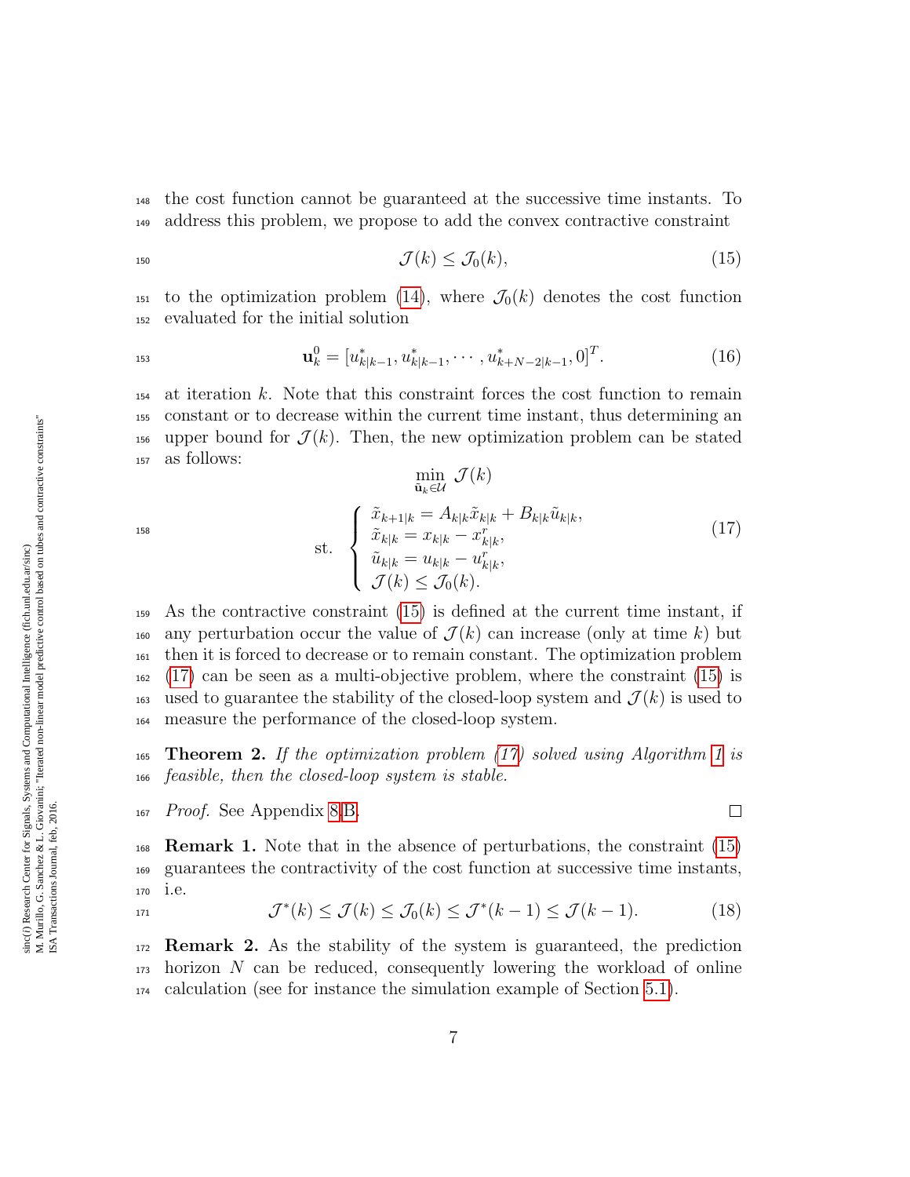the cost function cannot be guaranteed at the successive time instants. To address this problem, we propose to add the convex contractive constraint

$$\mathcal{J}(k) \leq \mathcal{J}_0(k), \tag{15}$$

to the optimization problem (14), where $\mathcal{J}_0(k)$ denotes the cost function evaluated for the initial solution

$$\mathbf{u}_k^0 = [u^*_{k|k-1}, u^*_{k|k-1}, \cdots, u^*_{k+N-2|k-1}, 0]^T. \tag{16}$$

at iteration $k$. Note that this constraint forces the cost function to remain constant or to decrease within the current time instant, thus determining an upper bound for $\mathcal{J}(k)$. Then, the new optimization problem can be stated as follows:

$$\min_{\tilde{\mathbf{u}}_k \in \mathcal{U}} \; \mathcal{J}(k)$$
$$\text{st.} \quad \begin{cases} \tilde{x}_{k+1|k} = A_{k|k}\tilde{x}_{k|k} + B_{k|k}\tilde{u}_{k|k}, \\ \tilde{x}_{k|k} = x_{k|k} - x^r_{k|k}, \\ \tilde{u}_{k|k} = u_{k|k} - u^r_{k|k}, \\ \mathcal{J}(k) \leq \mathcal{J}_0(k). \end{cases} \tag{17}$$

As the contractive constraint (15) is defined at the current time instant, if any perturbation occur the value of $\mathcal{J}(k)$ can increase (only at time $k$) but then it is forced to decrease or to remain constant. The optimization problem (17) can be seen as a multi-objective problem, where the constraint (15) is used to guarantee the stability of the closed-loop system and $\mathcal{J}(k)$ is used to measure the performance of the closed-loop system.

**Theorem 2.** *If the optimization problem (17) solved using Algorithm 1 is feasible, then the closed-loop system is stable.*

*Proof.* See Appendix 8.B. □

**Remark 1.** Note that in the absence of perturbations, the constraint (15) guarantees the contractivity of the cost function at successive time instants, i.e.

$$\mathcal{J}^*(k) \leq \mathcal{J}(k) \leq \mathcal{J}_0(k) \leq \mathcal{J}^*(k-1) \leq \mathcal{J}(k-1). \tag{18}$$

**Remark 2.** As the stability of the system is guaranteed, the prediction horizon $N$ can be reduced, consequently lowering the workload of online calculation (see for instance the simulation example of Section 5.1).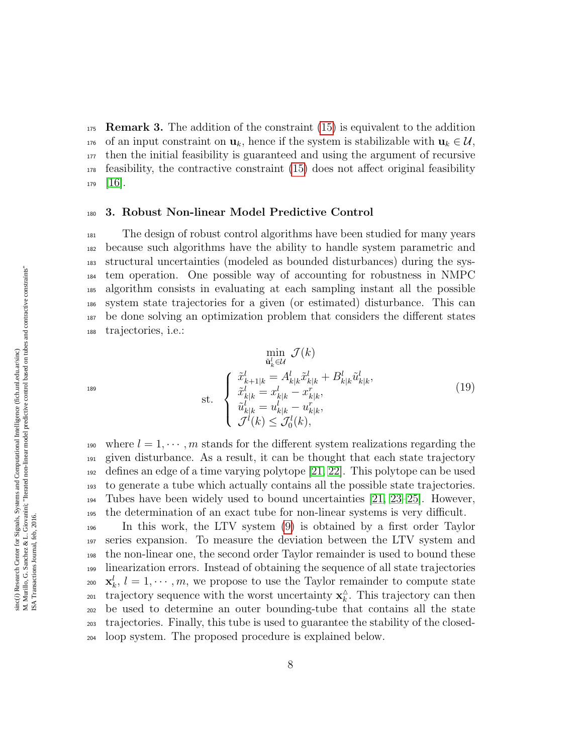**Remark 3.** The addition of the constraint (15) is equivalent to the addition of an input constraint on $\mathbf{u}_k$, hence if the system is stabilizable with $\mathbf{u}_k \in \mathcal{U}$, then the initial feasibility is guaranteed and using the argument of recursive feasibility, the contractive constraint (15) does not affect original feasibility [16].

## 3. Robust Non-linear Model Predictive Control

The design of robust control algorithms have been studied for many years because such algorithms have the ability to handle system parametric and structural uncertainties (modeled as bounded disturbances) during the system operation. One possible way of accounting for robustness in NMPC algorithm consists in evaluating at each sampling instant all the possible system state trajectories for a given (or estimated) disturbance. This can be done solving an optimization problem that considers the different states trajectories, i.e.:

$$
\begin{aligned}
&\min_{\tilde{\mathbf{u}}_k^l \in \mathcal{U}} \ \mathcal{J}(k) \\
&\text{st.} \quad \begin{cases}
\tilde{x}_{k+1|k}^l = A_{k|k}^l \tilde{x}_{k|k}^l + B_{k|k}^l \tilde{u}_{k|k}^l, \\
\tilde{x}_{k|k}^l = x_{k|k}^l - x_{k|k}^r, \\
\tilde{u}_{k|k}^l = u_{k|k}^l - u_{k|k}^r, \\
\mathcal{J}^l(k) \leq \mathcal{J}_0^l(k),
\end{cases}
\end{aligned}
\tag{19}
$$

where $l = 1, \cdots, m$ stands for the different system realizations regarding the given disturbance. As a result, it can be thought that each state trajectory defines an edge of a time varying polytope [21, 22]. This polytope can be used to generate a tube which actually contains all the possible state trajectories. Tubes have been widely used to bound uncertainties [21, 23–25]. However, the determination of an exact tube for non-linear systems is very difficult.

In this work, the LTV system (9) is obtained by a first order Taylor series expansion. To measure the deviation between the LTV system and the non-linear one, the second order Taylor remainder is used to bound these linearization errors. Instead of obtaining the sequence of all state trajectories $\mathbf{x}_k^l$, $l = 1, \cdots, m$, we propose to use the Taylor remainder to compute state trajectory sequence with the worst uncertainty $\mathbf{x}_k^{\triangle}$. This trajectory can then be used to determine an outer bounding-tube that contains all the state trajectories. Finally, this tube is used to guarantee the stability of the closed-loop system. The proposed procedure is explained below.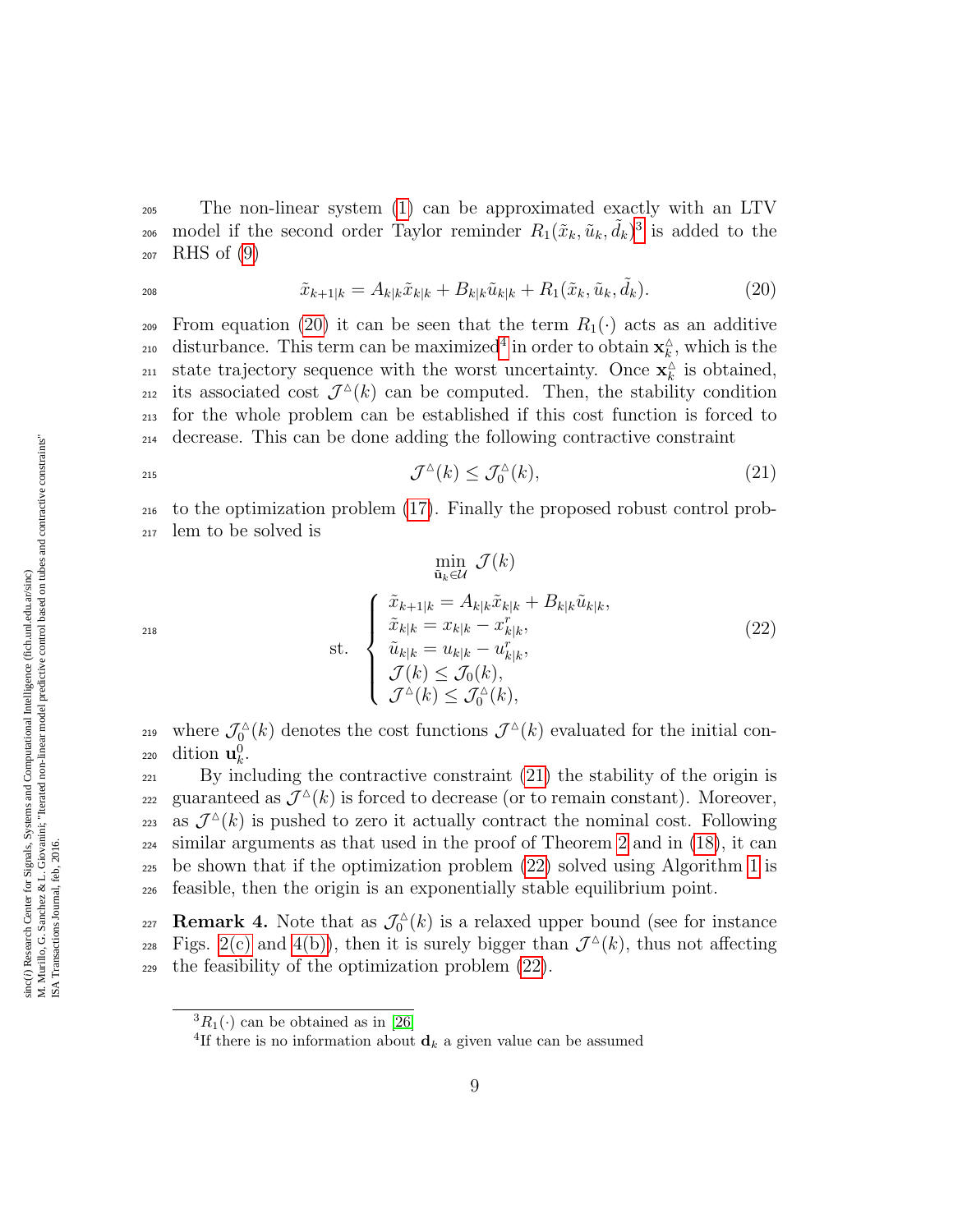The non-linear system (1) can be approximated exactly with an LTV model if the second order Taylor reminder $R_1(\tilde{x}_k, \tilde{u}_k, \tilde{d}_k)$[3] is added to the RHS of (9)

$$\tilde{x}_{k+1|k} = A_{k|k}\tilde{x}_{k|k} + B_{k|k}\tilde{u}_{k|k} + R_1(\tilde{x}_k, \tilde{u}_k, \tilde{d}_k). \tag{20}$$

From equation (20) it can be seen that the term $R_1(\cdot)$ acts as an additive disturbance. This term can be maximized[4] in order to obtain $\mathbf{x}_k^{\triangle}$, which is the state trajectory sequence with the worst uncertainty. Once $\mathbf{x}_k^{\triangle}$ is obtained, its associated cost $\mathcal{J}^{\triangle}(k)$ can be computed. Then, the stability condition for the whole problem can be established if this cost function is forced to decrease. This can be done adding the following contractive constraint

$$\mathcal{J}^{\triangle}(k) \leq \mathcal{J}_0^{\triangle}(k), \tag{21}$$

to the optimization problem (17). Finally the proposed robust control problem to be solved is

$$\min_{\tilde{\mathbf{u}}_k \in \mathcal{U}} \mathcal{J}(k)$$
$$\text{st.} \quad \begin{cases} \tilde{x}_{k+1|k} = A_{k|k}\tilde{x}_{k|k} + B_{k|k}\tilde{u}_{k|k}, \\ \tilde{x}_{k|k} = x_{k|k} - x^r_{k|k}, \\ \tilde{u}_{k|k} = u_{k|k} - u^r_{k|k}, \\ \mathcal{J}(k) \leq \mathcal{J}_0(k), \\ \mathcal{J}^{\triangle}(k) \leq \mathcal{J}_0^{\triangle}(k), \end{cases} \tag{22}$$

where $\mathcal{J}_0^{\triangle}(k)$ denotes the cost functions $\mathcal{J}^{\triangle}(k)$ evaluated for the initial condition $\mathbf{u}_k^0$.

By including the contractive constraint (21) the stability of the origin is guaranteed as $\mathcal{J}^{\triangle}(k)$ is forced to decrease (or to remain constant). Moreover, as $\mathcal{J}^{\triangle}(k)$ is pushed to zero it actually contract the nominal cost. Following similar arguments as that used in the proof of Theorem 2 and in (18), it can be shown that if the optimization problem (22) solved using Algorithm 1 is feasible, then the origin is an exponentially stable equilibrium point.

**Remark 4.** Note that as $\mathcal{J}_0^{\triangle}(k)$ is a relaxed upper bound (see for instance Figs. 2(c) and 4(b)), then it is surely bigger than $\mathcal{J}^{\triangle}(k)$, thus not affecting the feasibility of the optimization problem (22).

[3] $R_1(\cdot)$ can be obtained as in [26]

[4] If there is no information about $\mathbf{d}_k$ a given value can be assumed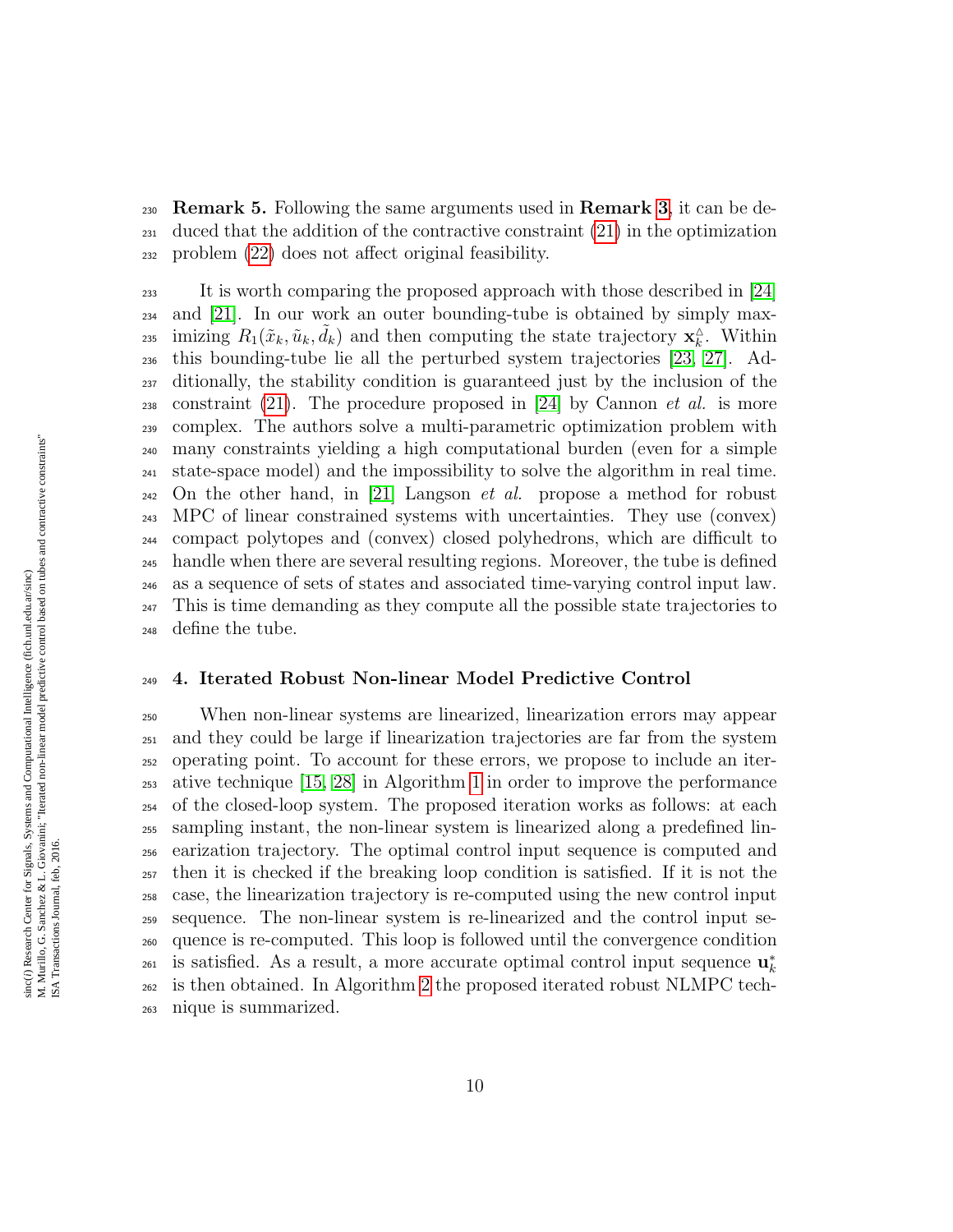**Remark 5.** Following the same arguments used in **Remark 3**, it can be deduced that the addition of the contractive constraint (21) in the optimization problem (22) does not affect original feasibility.

It is worth comparing the proposed approach with those described in [24] and [21]. In our work an outer bounding-tube is obtained by simply maximizing $R_1(\tilde{x}_k, \tilde{u}_k, \tilde{d}_k)$ and then computing the state trajectory $\mathbf{x}_k^{\triangle}$. Within this bounding-tube lie all the perturbed system trajectories [23, 27]. Additionally, the stability condition is guaranteed just by the inclusion of the constraint (21). The procedure proposed in [24] by Cannon *et al.* is more complex. The authors solve a multi-parametric optimization problem with many constraints yielding a high computational burden (even for a simple state-space model) and the impossibility to solve the algorithm in real time. On the other hand, in [21] Langson *et al.* propose a method for robust MPC of linear constrained systems with uncertainties. They use (convex) compact polytopes and (convex) closed polyhedrons, which are difficult to handle when there are several resulting regions. Moreover, the tube is defined as a sequence of sets of states and associated time-varying control input law. This is time demanding as they compute all the possible state trajectories to define the tube.

## 4. Iterated Robust Non-linear Model Predictive Control

When non-linear systems are linearized, linearization errors may appear and they could be large if linearization trajectories are far from the system operating point. To account for these errors, we propose to include an iterative technique [15, 28] in Algorithm 1 in order to improve the performance of the closed-loop system. The proposed iteration works as follows: at each sampling instant, the non-linear system is linearized along a predefined linearization trajectory. The optimal control input sequence is computed and then it is checked if the breaking loop condition is satisfied. If it is not the case, the linearization trajectory is re-computed using the new control input sequence. The non-linear system is re-linearized and the control input sequence is re-computed. This loop is followed until the convergence condition is satisfied. As a result, a more accurate optimal control input sequence $\mathbf{u}_k^*$ is then obtained. In Algorithm 2 the proposed iterated robust NLMPC technique is summarized.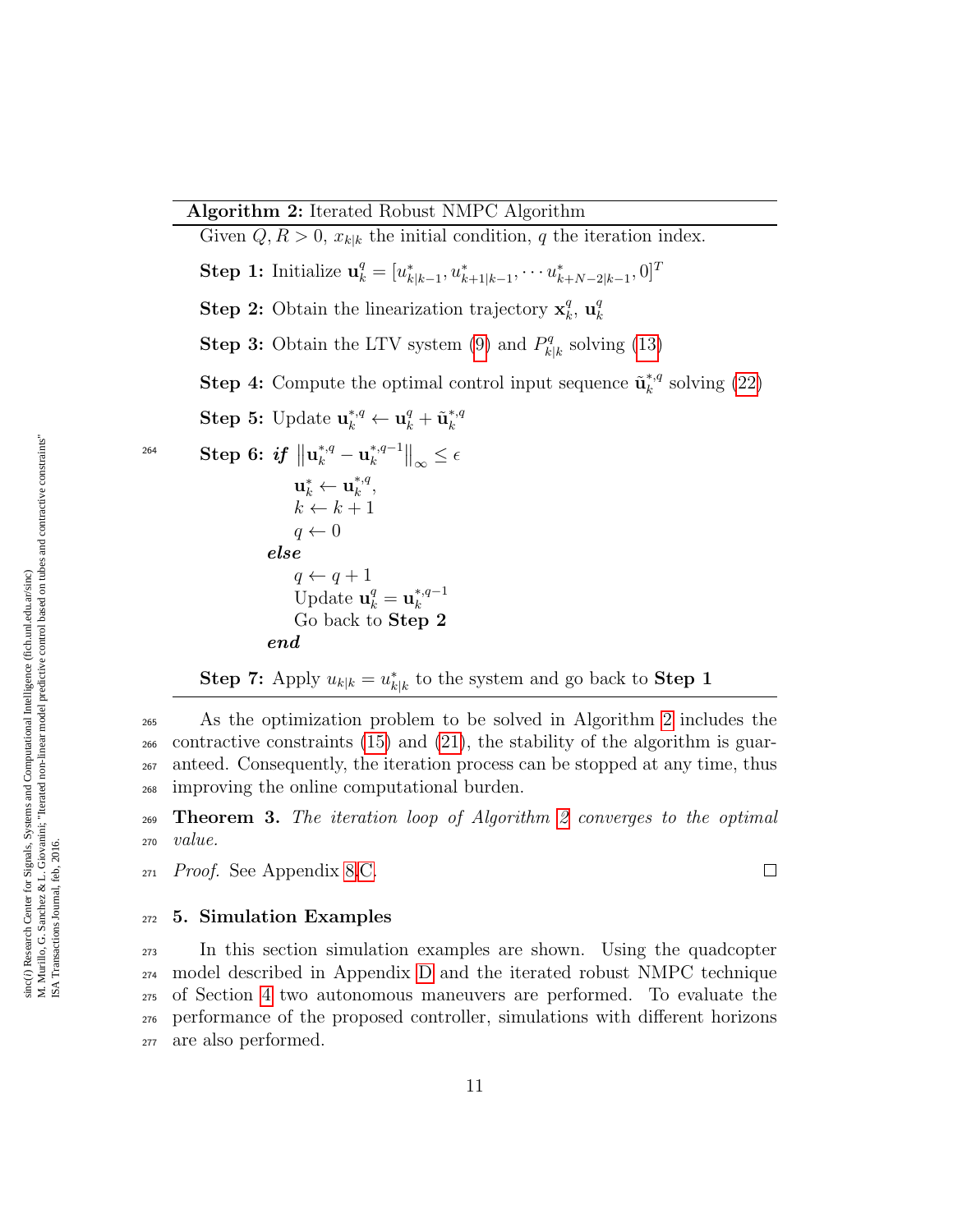**Algorithm 2:** Iterated Robust NMPC Algorithm

Given $Q, R > 0$, $x_{k|k}$ the initial condition, $q$ the iteration index.

**Step 1:** Initialize $\mathbf{u}_k^q = [u^*_{k|k-1}, u^*_{k+1|k-1}, \cdots u^*_{k+N-2|k-1}, 0]^T$

**Step 2:** Obtain the linearization trajectory $\mathbf{x}_k^q$, $\mathbf{u}_k^q$

**Step 3:** Obtain the LTV system (9) and $P^q_{k|k}$ solving (13)

**Step 4:** Compute the optimal control input sequence $\tilde{\mathbf{u}}_k^{*,q}$ solving (22)

**Step 5:** Update $\mathbf{u}_k^{*,q} \leftarrow \mathbf{u}_k^q + \tilde{\mathbf{u}}_k^{*,q}$

**Step 6:** ***if*** $\left\| \mathbf{u}_k^{*,q} - \mathbf{u}_k^{*,q-1} \right\|_\infty \leq \epsilon$

$\mathbf{u}_k^* \leftarrow \mathbf{u}_k^{*,q}$,
$k \leftarrow k+1$
$q \leftarrow 0$

***else***

$q \leftarrow q+1$
Update $\mathbf{u}_k^q = \mathbf{u}_k^{*,q-1}$
Go back to **Step 2**

***end***

**Step 7:** Apply $u_{k|k} = u^*_{k|k}$ to the system and go back to **Step 1**

As the optimization problem to be solved in Algorithm 2 includes the contractive constraints (15) and (21), the stability of the algorithm is guaranteed. Consequently, the iteration process can be stopped at any time, thus improving the online computational burden.

**Theorem 3.** *The iteration loop of Algorithm 2 converges to the optimal value.*

*Proof.* See Appendix 8.C. □

## 5. Simulation Examples

In this section simulation examples are shown. Using the quadcopter model described in Appendix D and the iterated robust NMPC technique of Section 4 two autonomous maneuvers are performed. To evaluate the performance of the proposed controller, simulations with different horizons are also performed.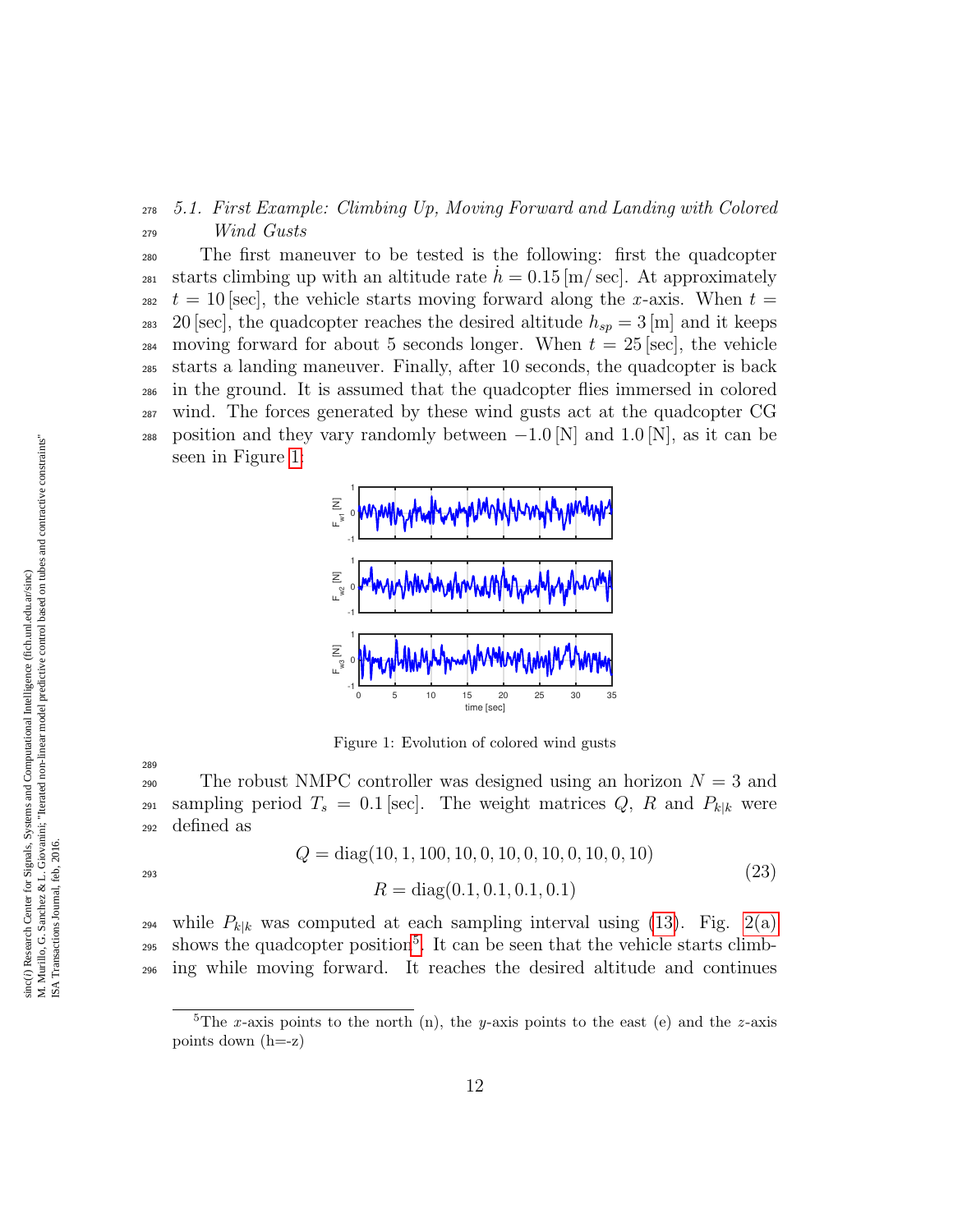### 5.1. First Example: Climbing Up, Moving Forward and Landing with Colored Wind Gusts

The first maneuver to be tested is the following: first the quadcopter starts climbing up with an altitude rate $\dot{h} = 0.15\,[\mathrm{m/sec}]$. At approximately $t = 10\,[\mathrm{sec}]$, the vehicle starts moving forward along the $x$-axis. When $t = 20\,[\mathrm{sec}]$, the quadcopter reaches the desired altitude $h_{sp} = 3\,[\mathrm{m}]$ and it keeps moving forward for about 5 seconds longer. When $t = 25\,[\mathrm{sec}]$, the vehicle starts a landing maneuver. Finally, after 10 seconds, the quadcopter is back in the ground. It is assumed that the quadcopter flies immersed in colored wind. The forces generated by these wind gusts act at the quadcopter CG position and they vary randomly between $-1.0\,[\mathrm{N}]$ and $1.0\,[\mathrm{N}]$, as it can be seen in Figure 1:

Figure 1: Evolution of colored wind gusts

The robust NMPC controller was designed using an horizon $N = 3$ and sampling period $T_s = 0.1\,[\mathrm{sec}]$. The weight matrices $Q$, $R$ and $P_{k|k}$ were defined as

$$
\begin{aligned}
Q &= \mathrm{diag}(10, 1, 100, 10, 0, 10, 0, 10, 0, 10, 0, 10) \\
R &= \mathrm{diag}(0.1, 0.1, 0.1, 0.1)
\end{aligned}
\tag{23}
$$

while $P_{k|k}$ was computed at each sampling interval using (13). Fig. 2(a) shows the quadcopter position[5]. It can be seen that the vehicle starts climbing while moving forward. It reaches the desired altitude and continues

[5]The $x$-axis points to the north (n), the $y$-axis points to the east (e) and the $z$-axis points down (h=-z)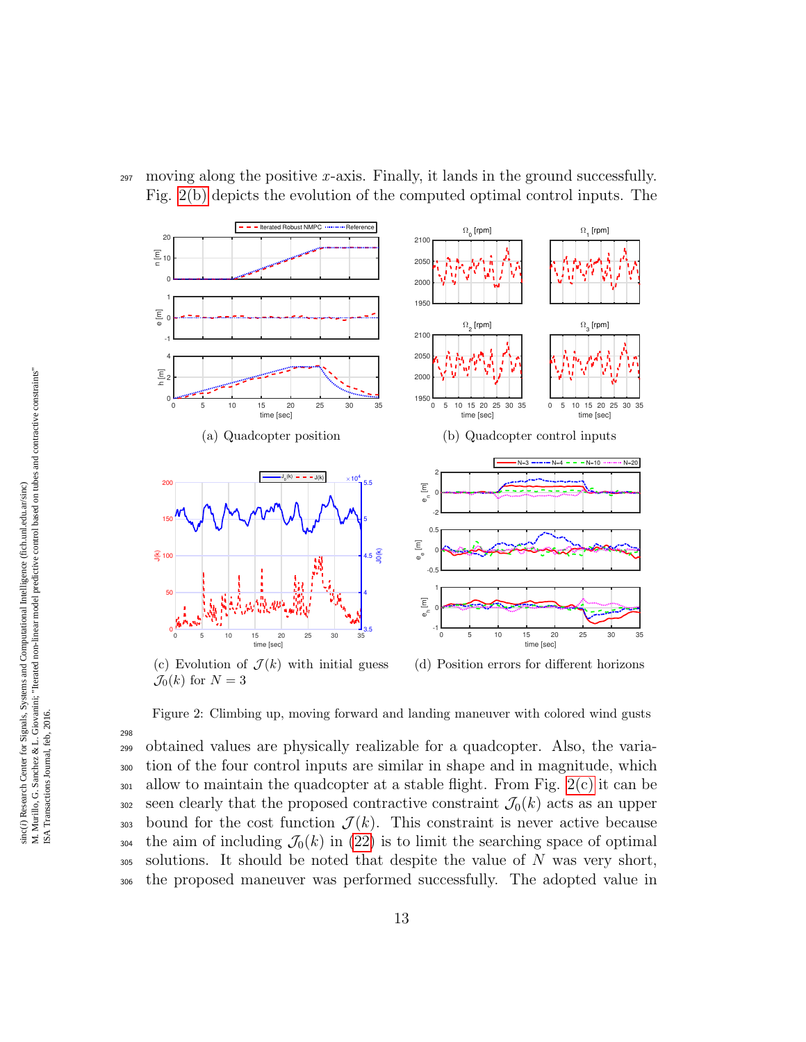moving along the positive $x$-axis. Finally, it lands in the ground successfully. Fig. 2(b) depicts the evolution of the computed optimal control inputs. The

(a) Quadcopter position

(b) Quadcopter control inputs

(c) Evolution of $\mathcal{J}(k)$ with initial guess $\mathcal{J}_0(k)$ for $N = 3$

(d) Position errors for different horizons

Figure 2: Climbing up, moving forward and landing maneuver with colored wind gusts

obtained values are physically realizable for a quadcopter. Also, the variation of the four control inputs are similar in shape and in magnitude, which allow to maintain the quadcopter at a stable flight. From Fig. 2(c) it can be seen clearly that the proposed contractive constraint $\mathcal{J}_0(k)$ acts as an upper bound for the cost function $\mathcal{J}(k)$. This constraint is never active because the aim of including $\mathcal{J}_0(k)$ in (22) is to limit the searching space of optimal solutions. It should be noted that despite the value of $N$ was very short, the proposed maneuver was performed successfully. The adopted value in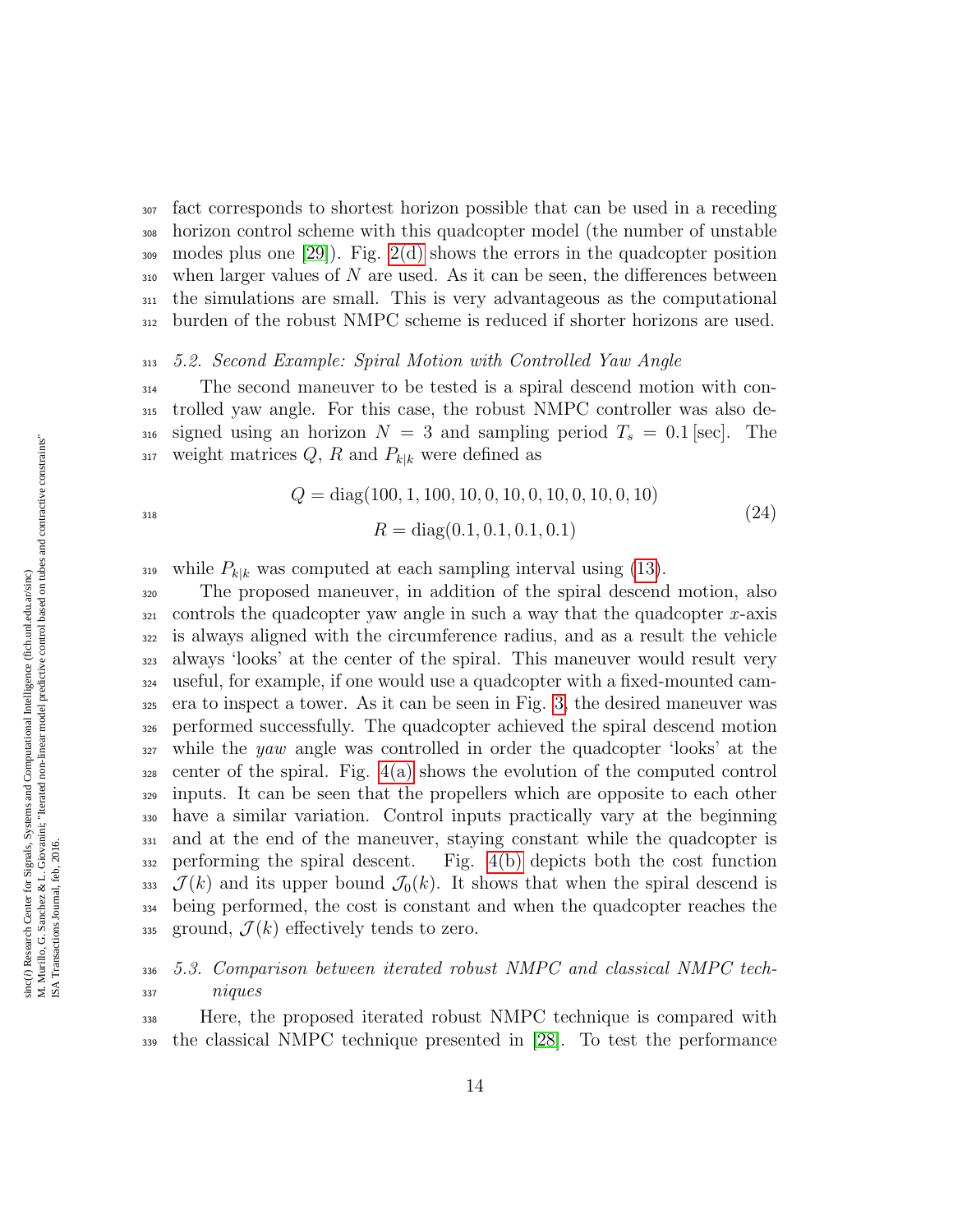fact corresponds to shortest horizon possible that can be used in a receding horizon control scheme with this quadcopter model (the number of unstable modes plus one [29]). Fig. 2(d) shows the errors in the quadcopter position when larger values of $N$ are used. As it can be seen, the differences between the simulations are small. This is very advantageous as the computational burden of the robust NMPC scheme is reduced if shorter horizons are used.

### *5.2. Second Example: Spiral Motion with Controlled Yaw Angle*

The second maneuver to be tested is a spiral descend motion with controlled yaw angle. For this case, the robust NMPC controller was also designed using an horizon $N = 3$ and sampling period $T_s = 0.1$ [sec]. The weight matrices $Q$, $R$ and $P_{k|k}$ were defined as

$$
\begin{aligned}
Q &= \text{diag}(100, 1, 100, 10, 0, 10, 0, 10, 0, 10, 0, 10) \\
R &= \text{diag}(0.1, 0.1, 0.1, 0.1)
\end{aligned}
\tag{24}
$$

while $P_{k|k}$ was computed at each sampling interval using (13).

The proposed maneuver, in addition of the spiral descend motion, also controls the quadcopter yaw angle in such a way that the quadcopter $x$-axis is always aligned with the circumference radius, and as a result the vehicle always 'looks' at the center of the spiral. This maneuver would result very useful, for example, if one would use a quadcopter with a fixed-mounted camera to inspect a tower. As it can be seen in Fig. 3, the desired maneuver was performed successfully. The quadcopter achieved the spiral descend motion while the *yaw* angle was controlled in order the quadcopter 'looks' at the center of the spiral. Fig. 4(a) shows the evolution of the computed control inputs. It can be seen that the propellers which are opposite to each other have a similar variation. Control inputs practically vary at the beginning and at the end of the maneuver, staying constant while the quadcopter is performing the spiral descent. Fig. 4(b) depicts both the cost function $\mathcal{J}(k)$ and its upper bound $\mathcal{J}_0(k)$. It shows that when the spiral descend is being performed, the cost is constant and when the quadcopter reaches the ground, $\mathcal{J}(k)$ effectively tends to zero.

### *5.3. Comparison between iterated robust NMPC and classical NMPC techniques*

Here, the proposed iterated robust NMPC technique is compared with the classical NMPC technique presented in [28]. To test the performance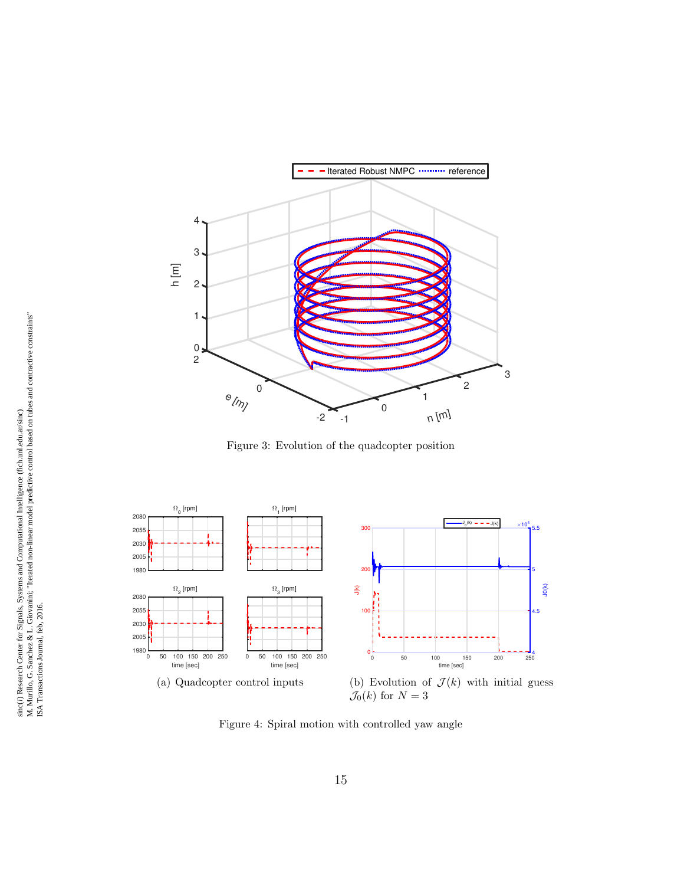Figure 3: Evolution of the quadcopter position

(a) Quadcopter control inputs

(b) Evolution of $\mathcal{J}(k)$ with initial guess $\mathcal{J}_0(k)$ for $N = 3$

Figure 4: Spiral motion with controlled yaw angle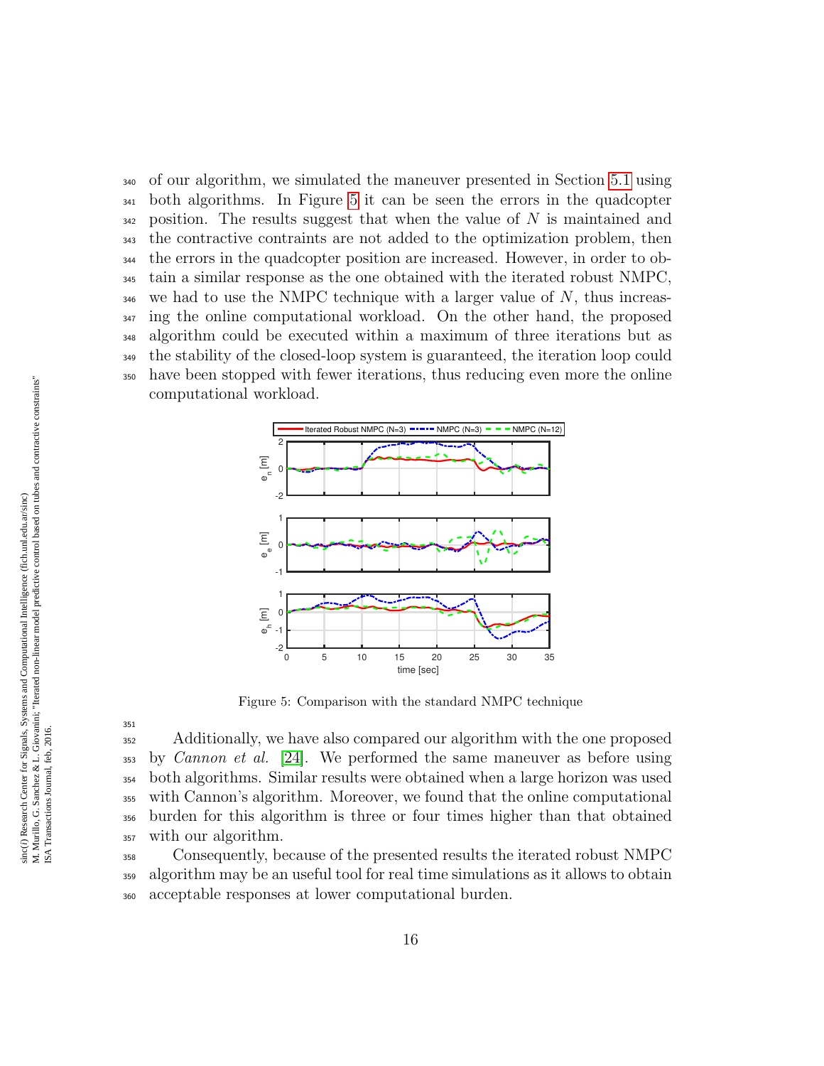of our algorithm, we simulated the maneuver presented in Section 5.1 using both algorithms. In Figure 5 it can be seen the errors in the quadcopter position. The results suggest that when the value of $N$ is maintained and the contractive contraints are not added to the optimization problem, then the errors in the quadcopter position are increased. However, in order to obtain a similar response as the one obtained with the iterated robust NMPC, we had to use the NMPC technique with a larger value of $N$, thus increasing the online computational workload. On the other hand, the proposed algorithm could be executed within a maximum of three iterations but as the stability of the closed-loop system is guaranteed, the iteration loop could have been stopped with fewer iterations, thus reducing even more the online computational workload.

Figure 5: Comparison with the standard NMPC technique

Additionally, we have also compared our algorithm with the one proposed by *Cannon et al.* [24]. We performed the same maneuver as before using both algorithms. Similar results were obtained when a large horizon was used with Cannon's algorithm. Moreover, we found that the online computational burden for this algorithm is three or four times higher than that obtained with our algorithm.

Consequently, because of the presented results the iterated robust NMPC algorithm may be an useful tool for real time simulations as it allows to obtain acceptable responses at lower computational burden.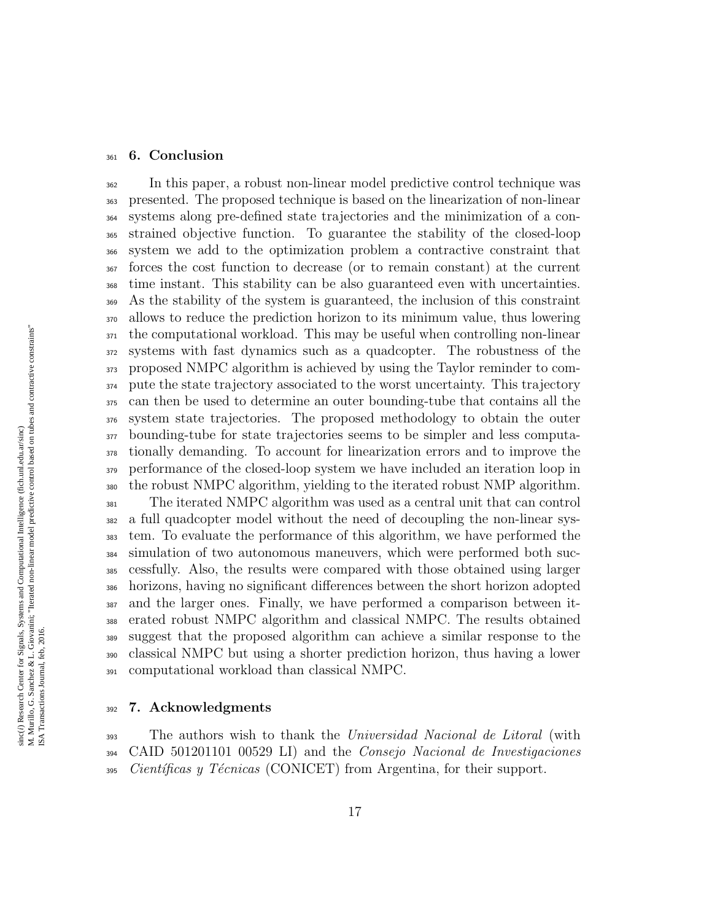## 6. Conclusion

In this paper, a robust non-linear model predictive control technique was presented. The proposed technique is based on the linearization of non-linear systems along pre-defined state trajectories and the minimization of a constrained objective function. To guarantee the stability of the closed-loop system we add to the optimization problem a contractive constraint that forces the cost function to decrease (or to remain constant) at the current time instant. This stability can be also guaranteed even with uncertainties. As the stability of the system is guaranteed, the inclusion of this constraint allows to reduce the prediction horizon to its minimum value, thus lowering the computational workload. This may be useful when controlling non-linear systems with fast dynamics such as a quadcopter. The robustness of the proposed NMPC algorithm is achieved by using the Taylor reminder to compute the state trajectory associated to the worst uncertainty. This trajectory can then be used to determine an outer bounding-tube that contains all the system state trajectories. The proposed methodology to obtain the outer bounding-tube for state trajectories seems to be simpler and less computationally demanding. To account for linearization errors and to improve the performance of the closed-loop system we have included an iteration loop in the robust NMPC algorithm, yielding to the iterated robust NMP algorithm.

The iterated NMPC algorithm was used as a central unit that can control a full quadcopter model without the need of decoupling the non-linear system. To evaluate the performance of this algorithm, we have performed the simulation of two autonomous maneuvers, which were performed both successfully. Also, the results were compared with those obtained using larger horizons, having no significant differences between the short horizon adopted and the larger ones. Finally, we have performed a comparison between iterated robust NMPC algorithm and classical NMPC. The results obtained suggest that the proposed algorithm can achieve a similar response to the classical NMPC but using a shorter prediction horizon, thus having a lower computational workload than classical NMPC.

## 7. Acknowledgments

The authors wish to thank the *Universidad Nacional de Litoral* (with CAID 501201101 00529 LI) and the *Consejo Nacional de Investigaciones Científicas y Técnicas* (CONICET) from Argentina, for their support.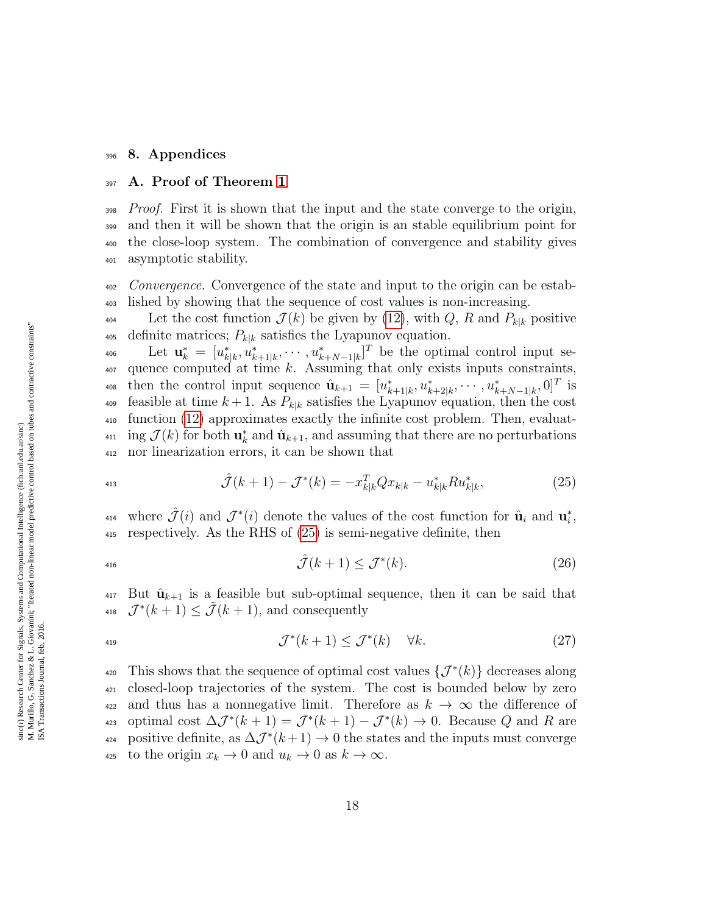# 8. Appendices

## A. Proof of Theorem 1

*Proof.* First it is shown that the input and the state converge to the origin, and then it will be shown that the origin is an stable equilibrium point for the close-loop system. The combination of convergence and stability gives asymptotic stability.

*Convergence.* Convergence of the state and input to the origin can be established by showing that the sequence of cost values is non-increasing.

Let the cost function $\mathcal{J}(k)$ be given by (12), with $Q$, $R$ and $P_{k|k}$ positive definite matrices; $P_{k|k}$ satisfies the Lyapunov equation.

Let $\mathbf{u}_k^* = [u_{k|k}^*, u_{k+1|k}^*, \cdots, u_{k+N-1|k}^*]^T$ be the optimal control input sequence computed at time $k$. Assuming that only exists inputs constraints, then the control input sequence $\hat{\mathbf{u}}_{k+1} = [u_{k+1|k}^*, u_{k+2|k}^*, \cdots, u_{k+N-1|k}^*, 0]^T$ is feasible at time $k+1$. As $P_{k|k}$ satisfies the Lyapunov equation, then the cost function (12) approximates exactly the infinite cost problem. Then, evaluating $\mathcal{J}(k)$ for both $\mathbf{u}_k^*$ and $\hat{\mathbf{u}}_{k+1}$, and assuming that there are no perturbations nor linearization errors, it can be shown that

$$\hat{\mathcal{J}}(k+1) - \mathcal{J}^*(k) = -x_{k|k}^T Q x_{k|k} - u_{k|k}^* R u_{k|k}^*, \tag{25}$$

where $\hat{\mathcal{J}}(i)$ and $\mathcal{J}^*(i)$ denote the values of the cost function for $\hat{\mathbf{u}}_i$ and $\mathbf{u}_i^*$, respectively. As the RHS of (25) is semi-negative definite, then

$$\hat{\mathcal{J}}(k+1) \leq \mathcal{J}^*(k). \tag{26}$$

But $\hat{\mathbf{u}}_{k+1}$ is a feasible but sub-optimal sequence, then it can be said that $\mathcal{J}^*(k+1) \leq \tilde{\mathcal{J}}(k+1)$, and consequently

$$\mathcal{J}^*(k+1) \leq \mathcal{J}^*(k) \quad \forall k. \tag{27}$$

This shows that the sequence of optimal cost values $\{\mathcal{J}^*(k)\}$ decreases along closed-loop trajectories of the system. The cost is bounded below by zero and thus has a nonnegative limit. Therefore as $k \to \infty$ the difference of optimal cost $\Delta\mathcal{J}^*(k+1) = \mathcal{J}^*(k+1) - \mathcal{J}^*(k) \to 0$. Because $Q$ and $R$ are positive definite, as $\Delta\mathcal{J}^*(k+1) \to 0$ the states and the inputs must converge to the origin $x_k \to 0$ and $u_k \to 0$ as $k \to \infty$.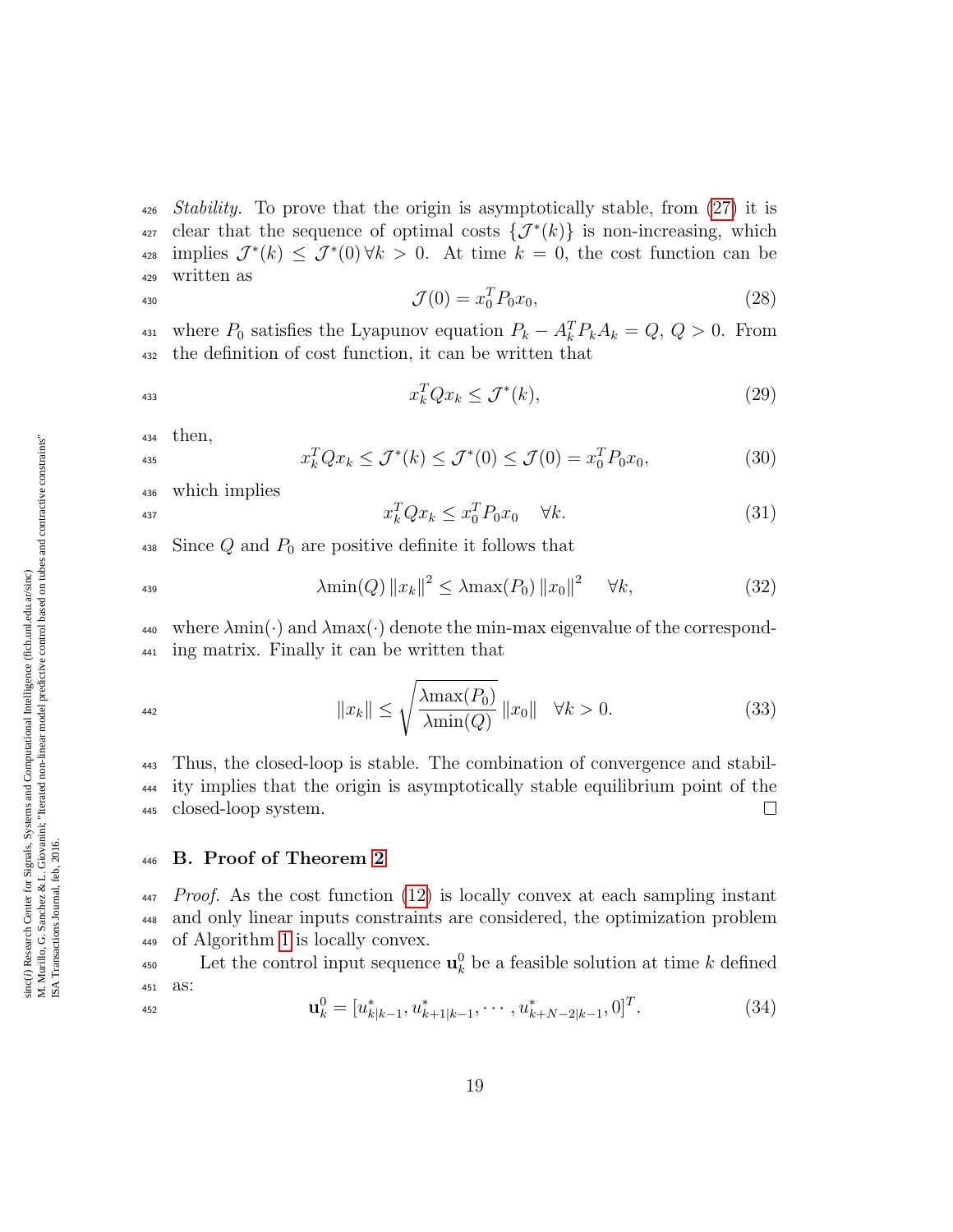*Stability.* To prove that the origin is asymptotically stable, from (27) it is clear that the sequence of optimal costs $\{\mathcal{J}^*(k)\}$ is non-increasing, which implies $\mathcal{J}^*(k) \leq \mathcal{J}^*(0)\, \forall k > 0$. At time $k = 0$, the cost function can be written as

$$\mathcal{J}(0) = x_0^T P_0 x_0, \tag{28}$$

where $P_0$ satisfies the Lyapunov equation $P_k - A_k^T P_k A_k = Q$, $Q > 0$. From the definition of cost function, it can be written that

$$x_k^T Q x_k \leq \mathcal{J}^*(k), \tag{29}$$

then,

$$x_k^T Q x_k \leq \mathcal{J}^*(k) \leq \mathcal{J}^*(0) \leq \mathcal{J}(0) = x_0^T P_0 x_0, \tag{30}$$

which implies

$$x_k^T Q x_k \leq x_0^T P_0 x_0 \quad \forall k. \tag{31}$$

Since $Q$ and $P_0$ are positive definite it follows that

$$\lambda\min(Q) \left\|x_k\right\|^2 \leq \lambda\max(P_0) \left\|x_0\right\|^2 \quad \forall k, \tag{32}$$

where $\lambda\min(\cdot)$ and $\lambda\max(\cdot)$ denote the min-max eigenvalue of the corresponding matrix. Finally it can be written that

$$\|x_k\| \leq \sqrt{\frac{\lambda\max(P_0)}{\lambda\min(Q)}} \|x_0\| \quad \forall k > 0. \tag{33}$$

Thus, the closed-loop is stable. The combination of convergence and stability implies that the origin is asymptotically stable equilibrium point of the closed-loop system. □

## B. Proof of Theorem 2

*Proof.* As the cost function (12) is locally convex at each sampling instant and only linear inputs constraints are considered, the optimization problem of Algorithm 1 is locally convex.

Let the control input sequence $\mathbf{u}_k^0$ be a feasible solution at time $k$ defined as:

$$\mathbf{u}_k^0 = [u^*_{k|k-1}, u^*_{k+1|k-1}, \cdots, u^*_{k+N-2|k-1}, 0]^T. \tag{34}$$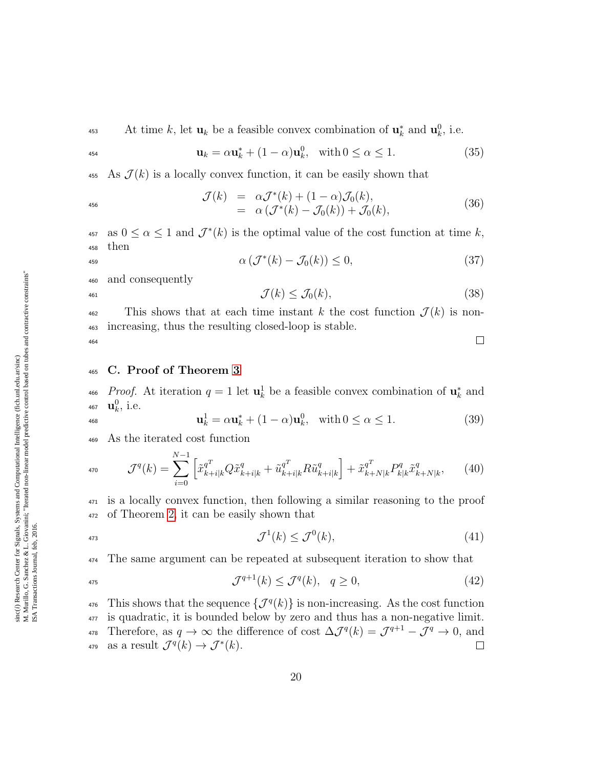At time $k$, let $\mathbf{u}_k$ be a feasible convex combination of $\mathbf{u}_k^*$ and $\mathbf{u}_k^0$, i.e.

$$\mathbf{u}_k = \alpha \mathbf{u}_k^* + (1-\alpha)\mathbf{u}_k^0, \quad \text{with } 0 \leq \alpha \leq 1. \tag{35}$$

As $\mathcal{J}(k)$ is a locally convex function, it can be easily shown that

$$\begin{aligned} \mathcal{J}(k) &= \alpha \mathcal{J}^*(k) + (1-\alpha)\mathcal{J}_0(k), \\ &= \alpha\left(\mathcal{J}^*(k) - \mathcal{J}_0(k)\right) + \mathcal{J}_0(k), \end{aligned} \tag{36}$$

as $0 \leq \alpha \leq 1$ and $\mathcal{J}^*(k)$ is the optimal value of the cost function at time $k$, then

$$\alpha\left(\mathcal{J}^*(k) - \mathcal{J}_0(k)\right) \leq 0, \tag{37}$$

and consequently

$$\mathcal{J}(k) \leq \mathcal{J}_0(k), \tag{38}$$

This shows that at each time instant $k$ the cost function $\mathcal{J}(k)$ is non-increasing, thus the resulting closed-loop is stable. □

## C. Proof of Theorem 3

*Proof.* At iteration $q = 1$ let $\mathbf{u}_k^1$ be a feasible convex combination of $\mathbf{u}_k^*$ and $\mathbf{u}_k^0$, i.e.

$$\mathbf{u}_k^1 = \alpha \mathbf{u}_k^* + (1-\alpha)\mathbf{u}_k^0, \quad \text{with } 0 \leq \alpha \leq 1. \tag{39}$$

As the iterated cost function

$$\mathcal{J}^q(k) = \sum_{i=0}^{N-1}\left[\tilde{x}_{k+i|k}^{q^T} Q \tilde{x}_{k+i|k}^q + \tilde{u}_{k+i|k}^{q^T} R \tilde{u}_{k+i|k}^q\right] + \tilde{x}_{k+N|k}^{q^T} P_{k|k}^q \tilde{x}_{k+N|k}^q, \tag{40}$$

is a locally convex function, then following a similar reasoning to the proof of Theorem 2, it can be easily shown that

$$\mathcal{J}^1(k) \leq \mathcal{J}^0(k), \tag{41}$$

The same argument can be repeated at subsequent iteration to show that

$$\mathcal{J}^{q+1}(k) \leq \mathcal{J}^q(k), \quad q \geq 0, \tag{42}$$

This shows that the sequence $\{\mathcal{J}^q(k)\}$ is non-increasing. As the cost function is quadratic, it is bounded below by zero and thus has a non-negative limit. Therefore, as $q \to \infty$ the difference of cost $\Delta\mathcal{J}^q(k) = \mathcal{J}^{q+1} - \mathcal{J}^q \to 0$, and as a result $\mathcal{J}^q(k) \to \mathcal{J}^*(k)$. □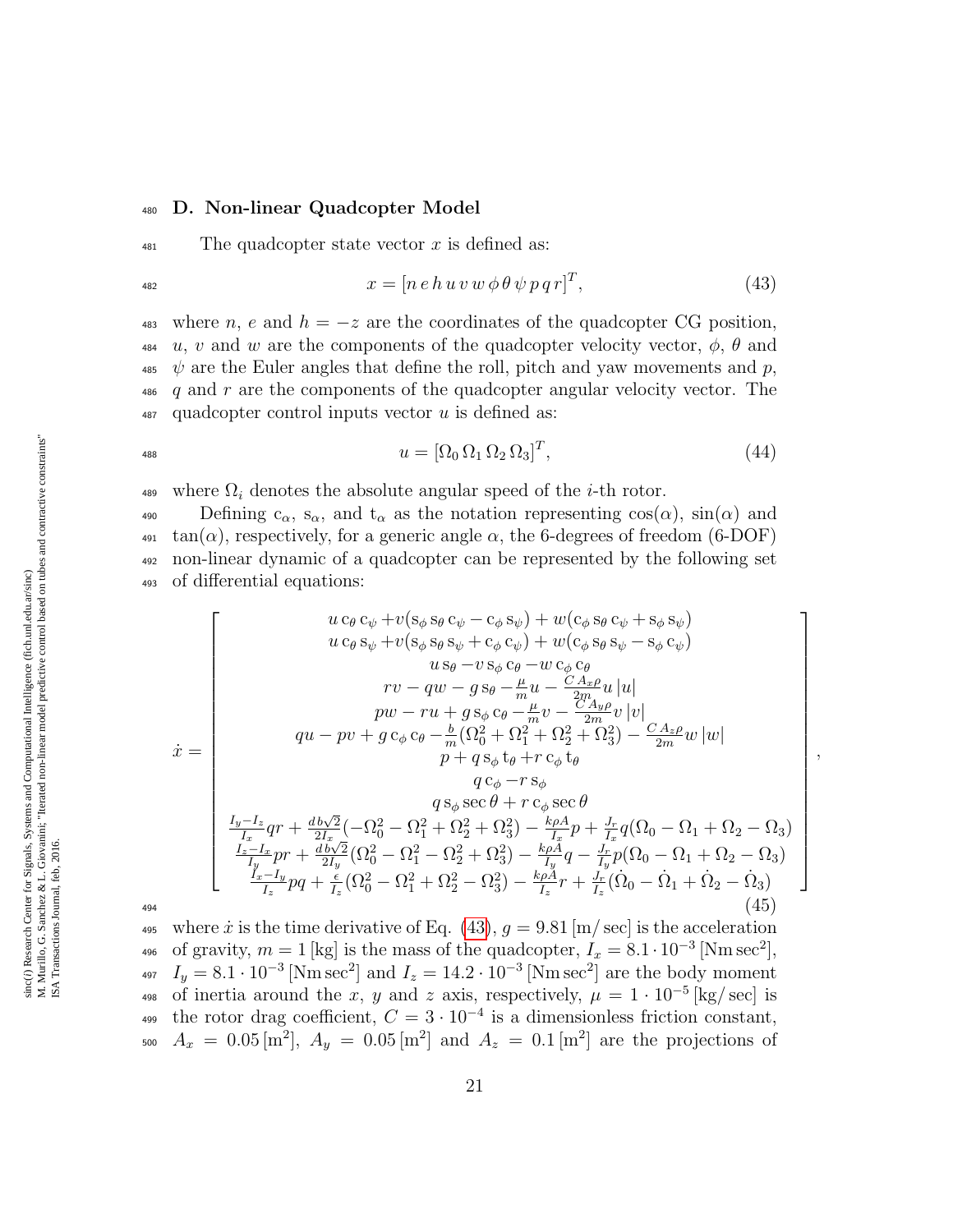### D. Non-linear Quadcopter Model

The quadcopter state vector $x$ is defined as:

$$x = [n\, e\, h\, u\, v\, w\, \phi\, \theta\, \psi\, p\, q\, r]^T, \tag{43}$$

where $n$, $e$ and $h = -z$ are the coordinates of the quadcopter CG position, $u$, $v$ and $w$ are the components of the quadcopter velocity vector, $\phi$, $\theta$ and $\psi$ are the Euler angles that define the roll, pitch and yaw movements and $p$, $q$ and $r$ are the components of the quadcopter angular velocity vector. The quadcopter control inputs vector $u$ is defined as:

$$u = [\Omega_0\, \Omega_1\, \Omega_2\, \Omega_3]^T, \tag{44}$$

where $\Omega_i$ denotes the absolute angular speed of the $i$-th rotor.

Defining $\mathrm{c}_\alpha$, $\mathrm{s}_\alpha$, and $\mathrm{t}_\alpha$ as the notation representing $\cos(\alpha)$, $\sin(\alpha)$ and $\tan(\alpha)$, respectively, for a generic angle $\alpha$, the 6-degrees of freedom (6-DOF) non-linear dynamic of a quadcopter can be represented by the following set of differential equations:

$$\dot{x} = \begin{bmatrix} u\,\mathrm{c}_\theta\,\mathrm{c}_\psi + v(\mathrm{s}_\phi\,\mathrm{s}_\theta\,\mathrm{c}_\psi - \mathrm{c}_\phi\,\mathrm{s}_\psi) + w(\mathrm{c}_\phi\,\mathrm{s}_\theta\,\mathrm{c}_\psi + \mathrm{s}_\phi\,\mathrm{s}_\psi) \\ u\,\mathrm{c}_\theta\,\mathrm{s}_\psi + v(\mathrm{s}_\phi\,\mathrm{s}_\theta\,\mathrm{s}_\psi + \mathrm{c}_\phi\,\mathrm{c}_\psi) + w(\mathrm{c}_\phi\,\mathrm{s}_\theta\,\mathrm{s}_\psi - \mathrm{s}_\phi\,\mathrm{c}_\psi) \\ u\,\mathrm{s}_\theta - v\,\mathrm{s}_\phi\,\mathrm{c}_\theta - w\,\mathrm{c}_\phi\,\mathrm{c}_\theta \\ rv - qw - g\,\mathrm{s}_\theta - \frac{\mu}{m}u - \frac{C\,A_x\rho}{2m}u\,|u| \\ pw - ru + g\,\mathrm{s}_\phi\,\mathrm{c}_\theta - \frac{\mu}{m}v - \frac{C\,A_y\rho}{2m}v\,|v| \\ qu - pv + g\,\mathrm{c}_\phi\,\mathrm{c}_\theta - \frac{b}{m}(\Omega_0^2 + \Omega_1^2 + \Omega_2^2 + \Omega_3^2) - \frac{C\,A_z\rho}{2m}w\,|w| \\ p + q\,\mathrm{s}_\phi\,\mathrm{t}_\theta + r\,\mathrm{c}_\phi\,\mathrm{t}_\theta \\ q\,\mathrm{c}_\phi - r\,\mathrm{s}_\phi \\ q\,\mathrm{s}_\phi\sec\theta + r\,\mathrm{c}_\phi\sec\theta \\ \frac{I_y - I_z}{I_x}qr + \frac{d\,b\sqrt{2}}{2I_x}(-\Omega_0^2 - \Omega_1^2 + \Omega_2^2 + \Omega_3^2) - \frac{k\rho A}{I_x}p + \frac{J_r}{I_x}q(\Omega_0 - \Omega_1 + \Omega_2 - \Omega_3) \\ \frac{I_z - I_x}{I_y}pr + \frac{d\,b\sqrt{2}}{2I_y}(\Omega_0^2 - \Omega_1^2 - \Omega_2^2 + \Omega_3^2) - \frac{k\rho A}{I_y}q - \frac{J_r}{I_y}p(\Omega_0 - \Omega_1 + \Omega_2 - \Omega_3) \\ \frac{I_x - I_y}{I_z}pq + \frac{\epsilon}{I_z}(\Omega_0^2 - \Omega_1^2 + \Omega_2^2 - \Omega_3^2) - \frac{k\rho A}{I_z}r + \frac{J_r}{I_z}(\dot{\Omega}_0 - \dot{\Omega}_1 + \dot{\Omega}_2 - \dot{\Omega}_3) \end{bmatrix}, \tag{45}$$

where $\dot{x}$ is the time derivative of Eq. (43), $g = 9.81\,[\mathrm{m/\sec}]$ is the acceleration of gravity, $m = 1\,[\mathrm{kg}]$ is the mass of the quadcopter, $I_x = 8.1 \cdot 10^{-3}\,[\mathrm{Nm\,sec^2}]$, $I_y = 8.1 \cdot 10^{-3}\,[\mathrm{Nm\,sec^2}]$ and $I_z = 14.2 \cdot 10^{-3}\,[\mathrm{Nm\,sec^2}]$ are the body moment of inertia around the $x$, $y$ and $z$ axis, respectively, $\mu = 1 \cdot 10^{-5}\,[\mathrm{kg/\sec}]$ is the rotor drag coefficient, $C = 3 \cdot 10^{-4}$ is a dimensionless friction constant, $A_x = 0.05\,[\mathrm{m^2}]$, $A_y = 0.05\,[\mathrm{m^2}]$ and $A_z = 0.1\,[\mathrm{m^2}]$ are the projections of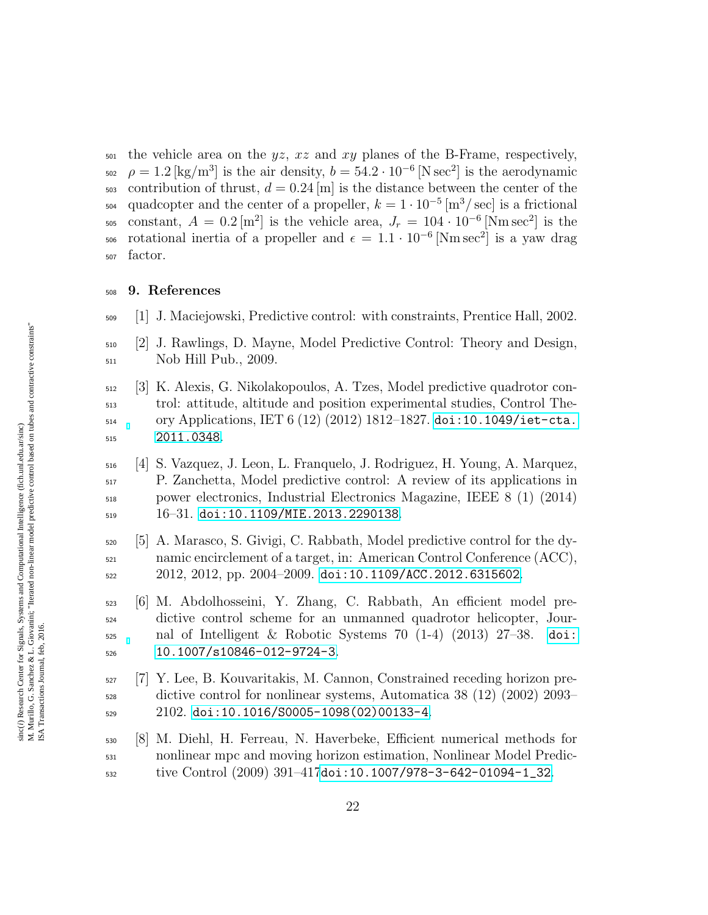the vehicle area on the $yz$, $xz$ and $xy$ planes of the B-Frame, respectively, $\rho = 1.2\,[\mathrm{kg/m^3}]$ is the air density, $b = 54.2 \cdot 10^{-6}\,[\mathrm{N\,sec^2}]$ is the aerodynamic contribution of thrust, $d = 0.24\,[\mathrm{m}]$ is the distance between the center of the quadcopter and the center of a propeller, $k = 1 \cdot 10^{-5}\,[\mathrm{m^3/\,sec}]$ is a frictional constant, $A = 0.2\,[\mathrm{m^2}]$ is the vehicle area, $J_r = 104 \cdot 10^{-6}\,[\mathrm{Nm\,sec^2}]$ is the rotational inertia of a propeller and $\epsilon = 1.1 \cdot 10^{-6}\,[\mathrm{Nm\,sec^2}]$ is a yaw drag factor.

## 9. References

[1] J. Maciejowski, Predictive control: with constraints, Prentice Hall, 2002.

[2] J. Rawlings, D. Mayne, Model Predictive Control: Theory and Design, Nob Hill Pub., 2009.

[3] K. Alexis, G. Nikolakopoulos, A. Tzes, Model predictive quadrotor control: attitude, altitude and position experimental studies, Control Theory Applications, IET 6 (12) (2012) 1812–1827. doi:10.1049/iet-cta.2011.0348.

[4] S. Vazquez, J. Leon, L. Franquelo, J. Rodriguez, H. Young, A. Marquez, P. Zanchetta, Model predictive control: A review of its applications in power electronics, Industrial Electronics Magazine, IEEE 8 (1) (2014) 16–31. doi:10.1109/MIE.2013.2290138.

[5] A. Marasco, S. Givigi, C. Rabbath, Model predictive control for the dynamic encirclement of a target, in: American Control Conference (ACC), 2012, 2012, pp. 2004–2009. doi:10.1109/ACC.2012.6315602.

[6] M. Abdolhosseini, Y. Zhang, C. Rabbath, An efficient model predictive control scheme for an unmanned quadrotor helicopter, Journal of Intelligent & Robotic Systems 70 (1-4) (2013) 27–38. doi:10.1007/s10846-012-9724-3.

[7] Y. Lee, B. Kouvaritakis, M. Cannon, Constrained receding horizon predictive control for nonlinear systems, Automatica 38 (12) (2002) 2093–2102. doi:10.1016/S0005-1098(02)00133-4.

[8] M. Diehl, H. Ferreau, N. Haverbeke, Efficient numerical methods for nonlinear mpc and moving horizon estimation, Nonlinear Model Predictive Control (2009) 391–417doi:10.1007/978-3-642-01094-1_32.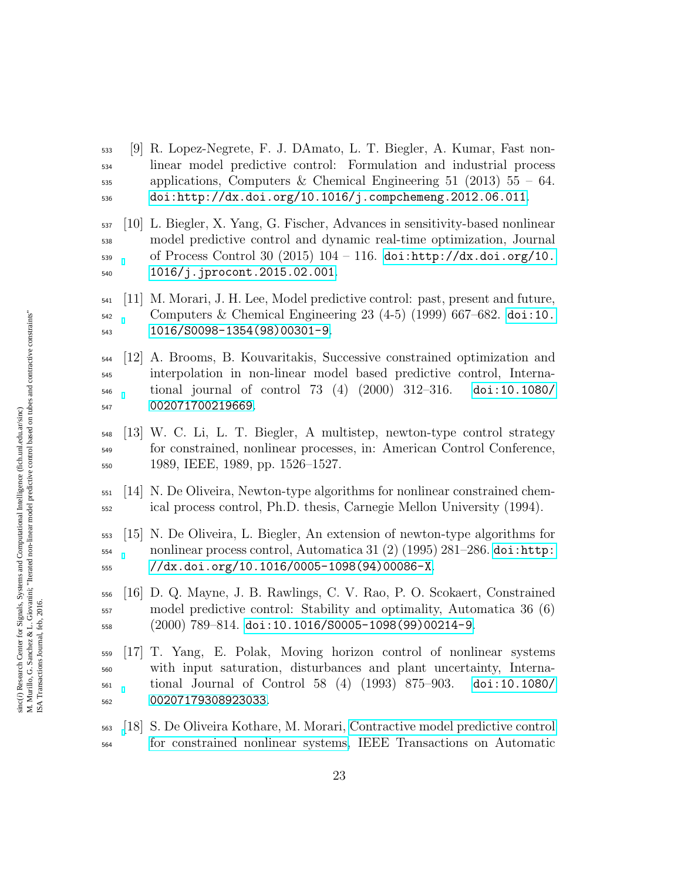[9] R. Lopez-Negrete, F. J. DAmato, L. T. Biegler, A. Kumar, Fast nonlinear model predictive control: Formulation and industrial process applications, Computers & Chemical Engineering 51 (2013) 55 – 64. doi:http://dx.doi.org/10.1016/j.compchemeng.2012.06.011.

[10] L. Biegler, X. Yang, G. Fischer, Advances in sensitivity-based nonlinear model predictive control and dynamic real-time optimization, Journal of Process Control 30 (2015) 104 – 116. doi:http://dx.doi.org/10.1016/j.jprocont.2015.02.001.

[11] M. Morari, J. H. Lee, Model predictive control: past, present and future, Computers & Chemical Engineering 23 (4-5) (1999) 667–682. doi:10.1016/S0098-1354(98)00301-9.

[12] A. Brooms, B. Kouvaritakis, Successive constrained optimization and interpolation in non-linear model based predictive control, International journal of control 73 (4) (2000) 312–316. doi:10.1080/002071700219669.

[13] W. C. Li, L. T. Biegler, A multistep, newton-type control strategy for constrained, nonlinear processes, in: American Control Conference, 1989, IEEE, 1989, pp. 1526–1527.

[14] N. De Oliveira, Newton-type algorithms for nonlinear constrained chemical process control, Ph.D. thesis, Carnegie Mellon University (1994).

[15] N. De Oliveira, L. Biegler, An extension of newton-type algorithms for nonlinear process control, Automatica 31 (2) (1995) 281–286. doi:http://dx.doi.org/10.1016/0005-1098(94)00086-X.

[16] D. Q. Mayne, J. B. Rawlings, C. V. Rao, P. O. Scokaert, Constrained model predictive control: Stability and optimality, Automatica 36 (6) (2000) 789–814. doi:10.1016/S0005-1098(99)00214-9.

[17] T. Yang, E. Polak, Moving horizon control of nonlinear systems with input saturation, disturbances and plant uncertainty, International Journal of Control 58 (4) (1993) 875–903. doi:10.1080/00207179308923033.

[18] S. De Oliveira Kothare, M. Morari, Contractive model predictive control for constrained nonlinear systems, IEEE Transactions on Automatic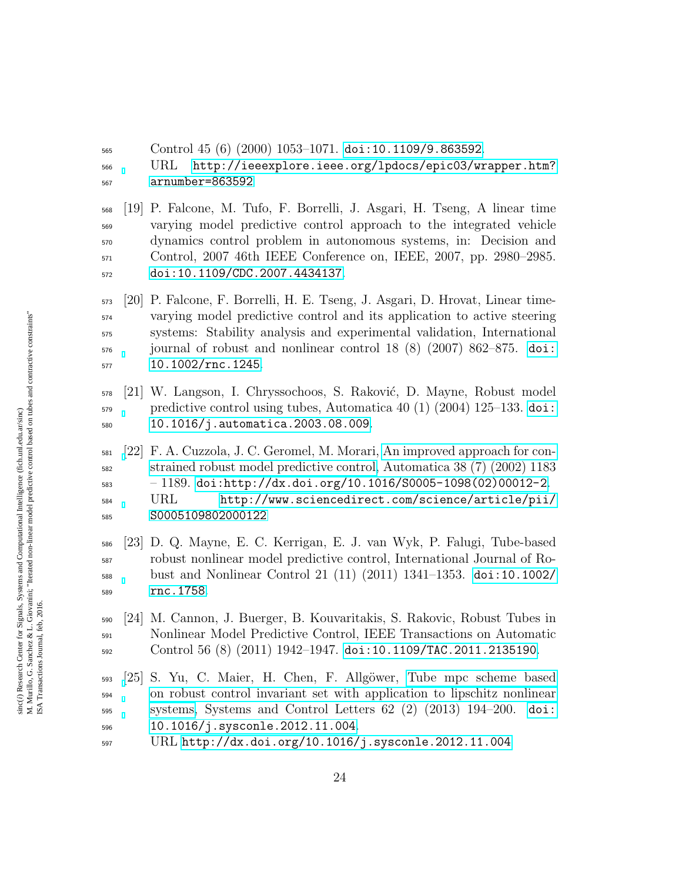Control 45 (6) (2000) 1053–1071. doi:10.1109/9.863592.
URL http://ieeexplore.ieee.org/lpdocs/epic03/wrapper.htm?arnumber=863592

[19] P. Falcone, M. Tufo, F. Borrelli, J. Asgari, H. Tseng, A linear time varying model predictive control approach to the integrated vehicle dynamics control problem in autonomous systems, in: Decision and Control, 2007 46th IEEE Conference on, IEEE, 2007, pp. 2980–2985. doi:10.1109/CDC.2007.4434137.

[20] P. Falcone, F. Borrelli, H. E. Tseng, J. Asgari, D. Hrovat, Linear time-varying model predictive control and its application to active steering systems: Stability analysis and experimental validation, International journal of robust and nonlinear control 18 (8) (2007) 862–875. doi:10.1002/rnc.1245.

[21] W. Langson, I. Chryssochoos, S. Raković, D. Mayne, Robust model predictive control using tubes, Automatica 40 (1) (2004) 125–133. doi:10.1016/j.automatica.2003.08.009.

[22] F. A. Cuzzola, J. C. Geromel, M. Morari, An improved approach for constrained robust model predictive control, Automatica 38 (7) (2002) 1183 – 1189. doi:http://dx.doi.org/10.1016/S0005-1098(02)00012-2.
URL http://www.sciencedirect.com/science/article/pii/S0005109802000122

[23] D. Q. Mayne, E. C. Kerrigan, E. J. van Wyk, P. Falugi, Tube-based robust nonlinear model predictive control, International Journal of Robust and Nonlinear Control 21 (11) (2011) 1341–1353. doi:10.1002/rnc.1758.

[24] M. Cannon, J. Buerger, B. Kouvaritakis, S. Rakovic, Robust Tubes in Nonlinear Model Predictive Control, IEEE Transactions on Automatic Control 56 (8) (2011) 1942–1947. doi:10.1109/TAC.2011.2135190.

[25] S. Yu, C. Maier, H. Chen, F. Allgöwer, Tube mpc scheme based on robust control invariant set with application to lipschitz nonlinear systems, Systems and Control Letters 62 (2) (2013) 194–200. doi:10.1016/j.sysconle.2012.11.004.
URL http://dx.doi.org/10.1016/j.sysconle.2012.11.004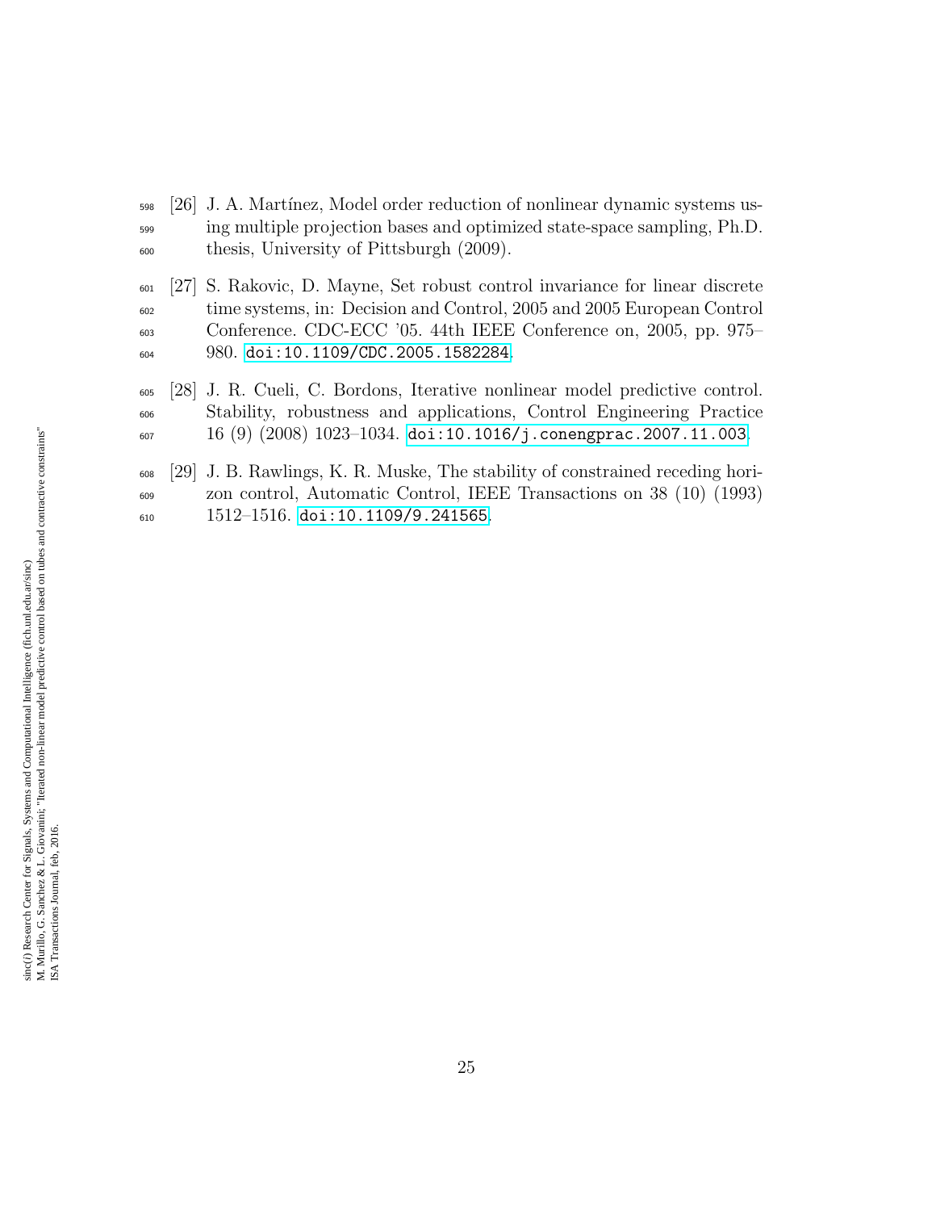[26] J. A. Martínez, Model order reduction of nonlinear dynamic systems using multiple projection bases and optimized state-space sampling, Ph.D. thesis, University of Pittsburgh (2009).

[27] S. Rakovic, D. Mayne, Set robust control invariance for linear discrete time systems, in: Decision and Control, 2005 and 2005 European Control Conference. CDC-ECC '05. 44th IEEE Conference on, 2005, pp. 975–980. doi:10.1109/CDC.2005.1582284.

[28] J. R. Cueli, C. Bordons, Iterative nonlinear model predictive control. Stability, robustness and applications, Control Engineering Practice 16 (9) (2008) 1023–1034. doi:10.1016/j.conengprac.2007.11.003.

[29] J. B. Rawlings, K. R. Muske, The stability of constrained receding horizon control, Automatic Control, IEEE Transactions on 38 (10) (1993) 1512–1516. doi:10.1109/9.241565.